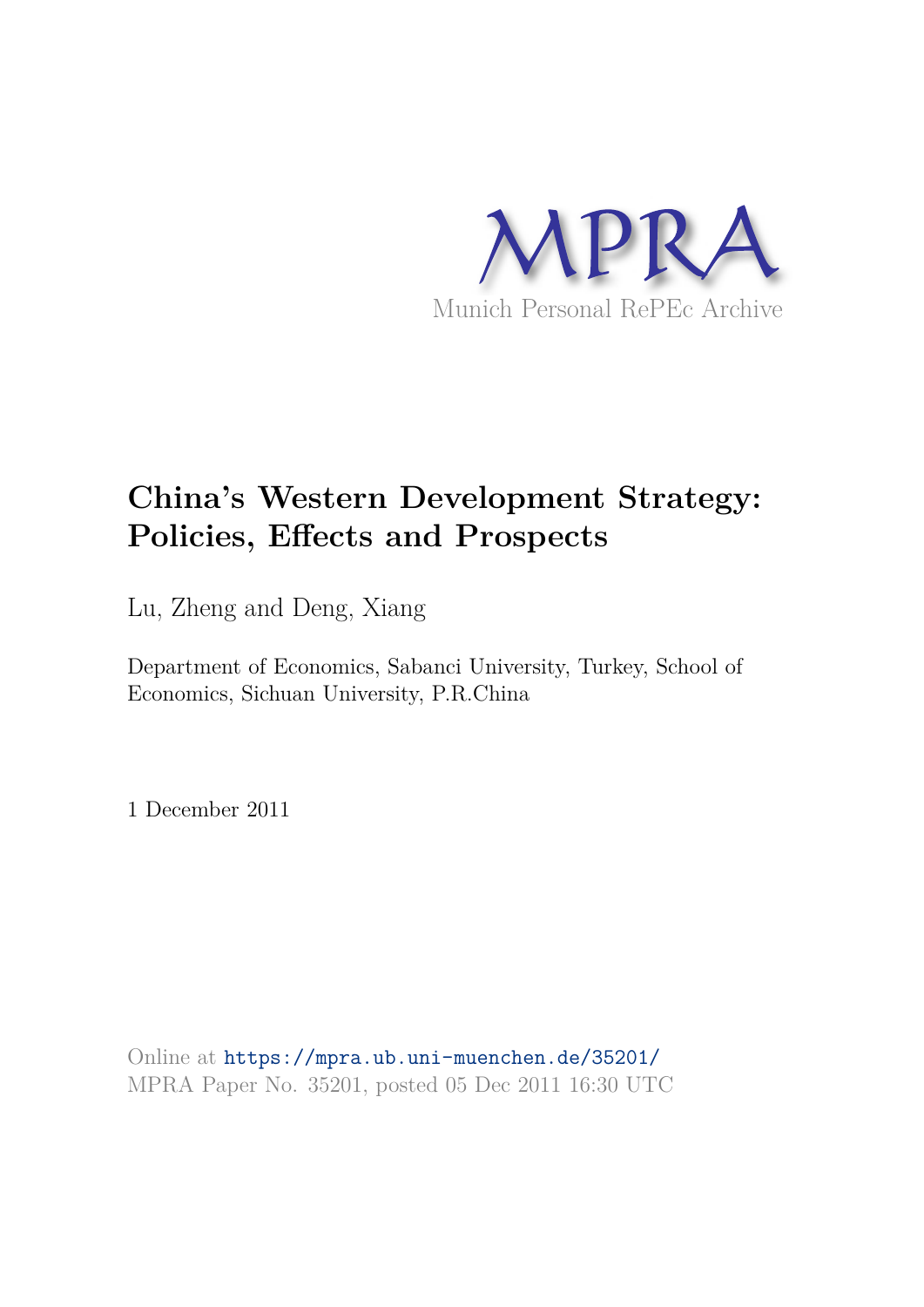MPRA

Munich Personal RePEc Archive

# China's Western Development Strategy: Policies, Effects and Prospects

Lu, Zheng and Deng, Xiang

Department of Economics, Sabanci University, Turkey, School of Economics, Sichuan University, P.R.China

1 December 2011

Online at https://mpra.ub.uni-muenchen.de/35201/
MPRA Paper No. 35201, posted 05 Dec 2011 16:30 UTC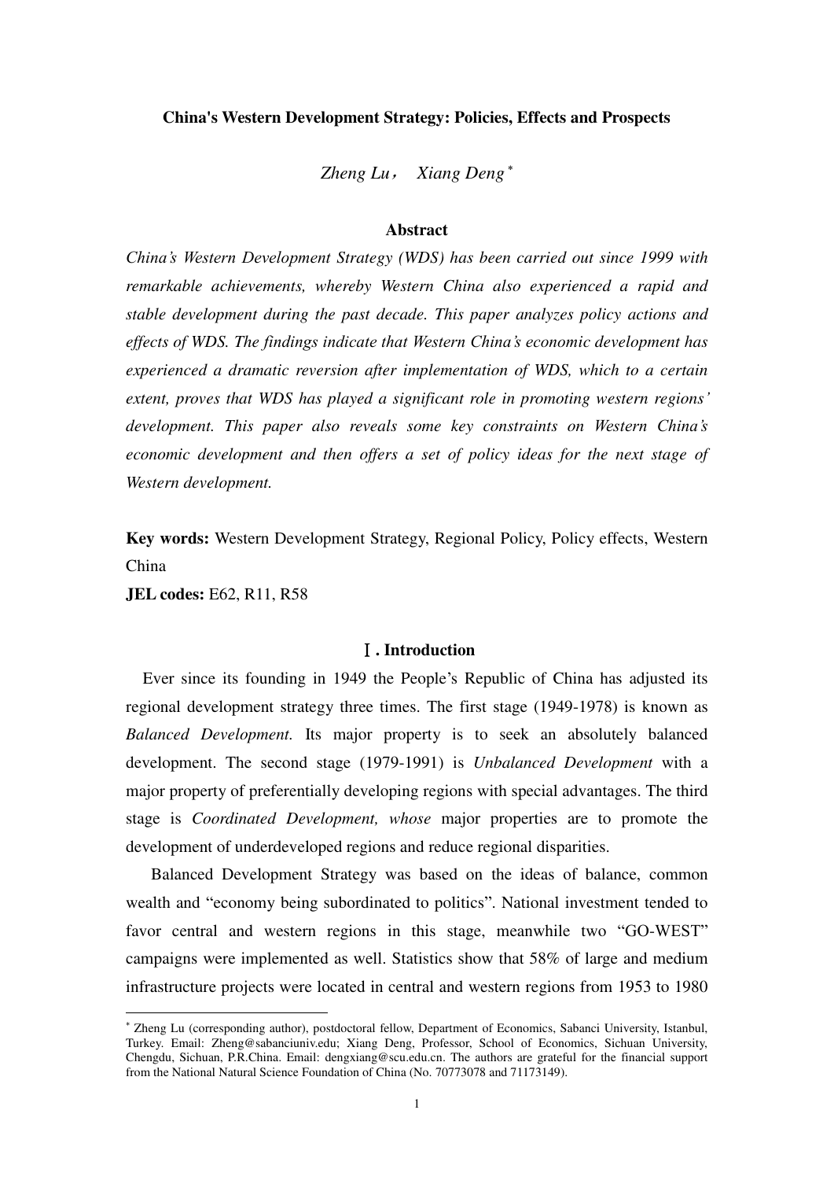# China's Western Development Strategy: Policies, Effects and Prospects

*Zheng Lu， Xiang Deng* [*]

### Abstract

*China's Western Development Strategy (WDS) has been carried out since 1999 with remarkable achievements, whereby Western China also experienced a rapid and stable development during the past decade. This paper analyzes policy actions and effects of WDS. The findings indicate that Western China's economic development has experienced a dramatic reversion after implementation of WDS, which to a certain extent, proves that WDS has played a significant role in promoting western regions' development. This paper also reveals some key constraints on Western China's economic development and then offers a set of policy ideas for the next stage of Western development.*

**Key words:** Western Development Strategy, Regional Policy, Policy effects, Western China

**JEL codes:** E62, R11, R58

## Ⅰ. Introduction

Ever since its founding in 1949 the People's Republic of China has adjusted its regional development strategy three times. The first stage (1949-1978) is known as *Balanced Development.* Its major property is to seek an absolutely balanced development. The second stage (1979-1991) is *Unbalanced Development* with a major property of preferentially developing regions with special advantages. The third stage is *Coordinated Development, whose* major properties are to promote the development of underdeveloped regions and reduce regional disparities.

Balanced Development Strategy was based on the ideas of balance, common wealth and "economy being subordinated to politics". National investment tended to favor central and western regions in this stage, meanwhile two "GO-WEST" campaigns were implemented as well. Statistics show that 58% of large and medium infrastructure projects were located in central and western regions from 1953 to 1980

[*] Zheng Lu (corresponding author), postdoctoral fellow, Department of Economics, Sabanci University, Istanbul, Turkey. Email: Zheng@sabanciuniv.edu; Xiang Deng, Professor, School of Economics, Sichuan University, Chengdu, Sichuan, P.R.China. Email: dengxiang@scu.edu.cn. The authors are grateful for the financial support from the National Natural Science Foundation of China (No. 70773078 and 71173149).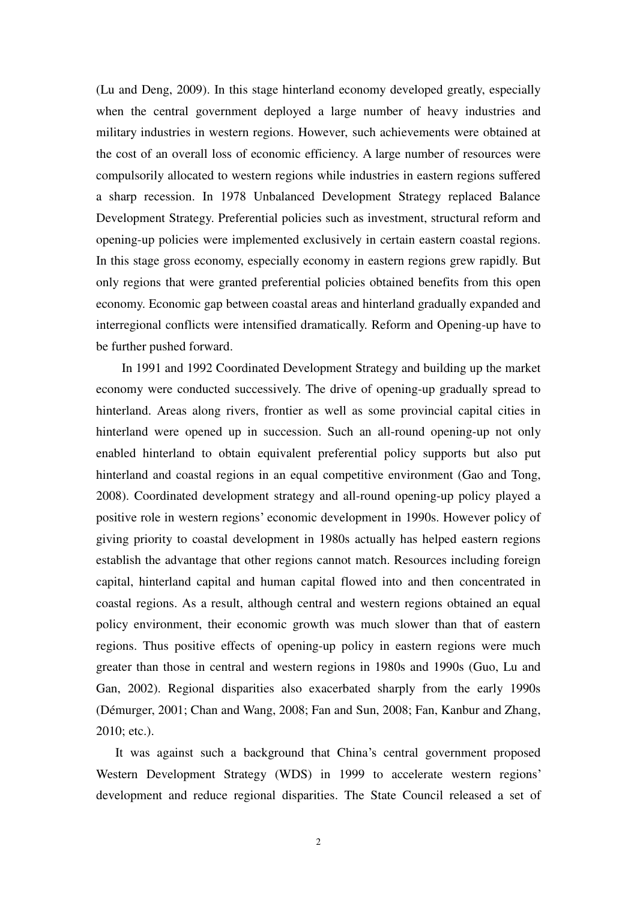(Lu and Deng, 2009). In this stage hinterland economy developed greatly, especially when the central government deployed a large number of heavy industries and military industries in western regions. However, such achievements were obtained at the cost of an overall loss of economic efficiency. A large number of resources were compulsorily allocated to western regions while industries in eastern regions suffered a sharp recession. In 1978 Unbalanced Development Strategy replaced Balance Development Strategy. Preferential policies such as investment, structural reform and opening-up policies were implemented exclusively in certain eastern coastal regions. In this stage gross economy, especially economy in eastern regions grew rapidly. But only regions that were granted preferential policies obtained benefits from this open economy. Economic gap between coastal areas and hinterland gradually expanded and interregional conflicts were intensified dramatically. Reform and Opening-up have to be further pushed forward.

In 1991 and 1992 Coordinated Development Strategy and building up the market economy were conducted successively. The drive of opening-up gradually spread to hinterland. Areas along rivers, frontier as well as some provincial capital cities in hinterland were opened up in succession. Such an all-round opening-up not only enabled hinterland to obtain equivalent preferential policy supports but also put hinterland and coastal regions in an equal competitive environment (Gao and Tong, 2008). Coordinated development strategy and all-round opening-up policy played a positive role in western regions' economic development in 1990s. However policy of giving priority to coastal development in 1980s actually has helped eastern regions establish the advantage that other regions cannot match. Resources including foreign capital, hinterland capital and human capital flowed into and then concentrated in coastal regions. As a result, although central and western regions obtained an equal policy environment, their economic growth was much slower than that of eastern regions. Thus positive effects of opening-up policy in eastern regions were much greater than those in central and western regions in 1980s and 1990s (Guo, Lu and Gan, 2002). Regional disparities also exacerbated sharply from the early 1990s (Démurger, 2001; Chan and Wang, 2008; Fan and Sun, 2008; Fan, Kanbur and Zhang, 2010; etc.).

It was against such a background that China's central government proposed Western Development Strategy (WDS) in 1999 to accelerate western regions' development and reduce regional disparities. The State Council released a set of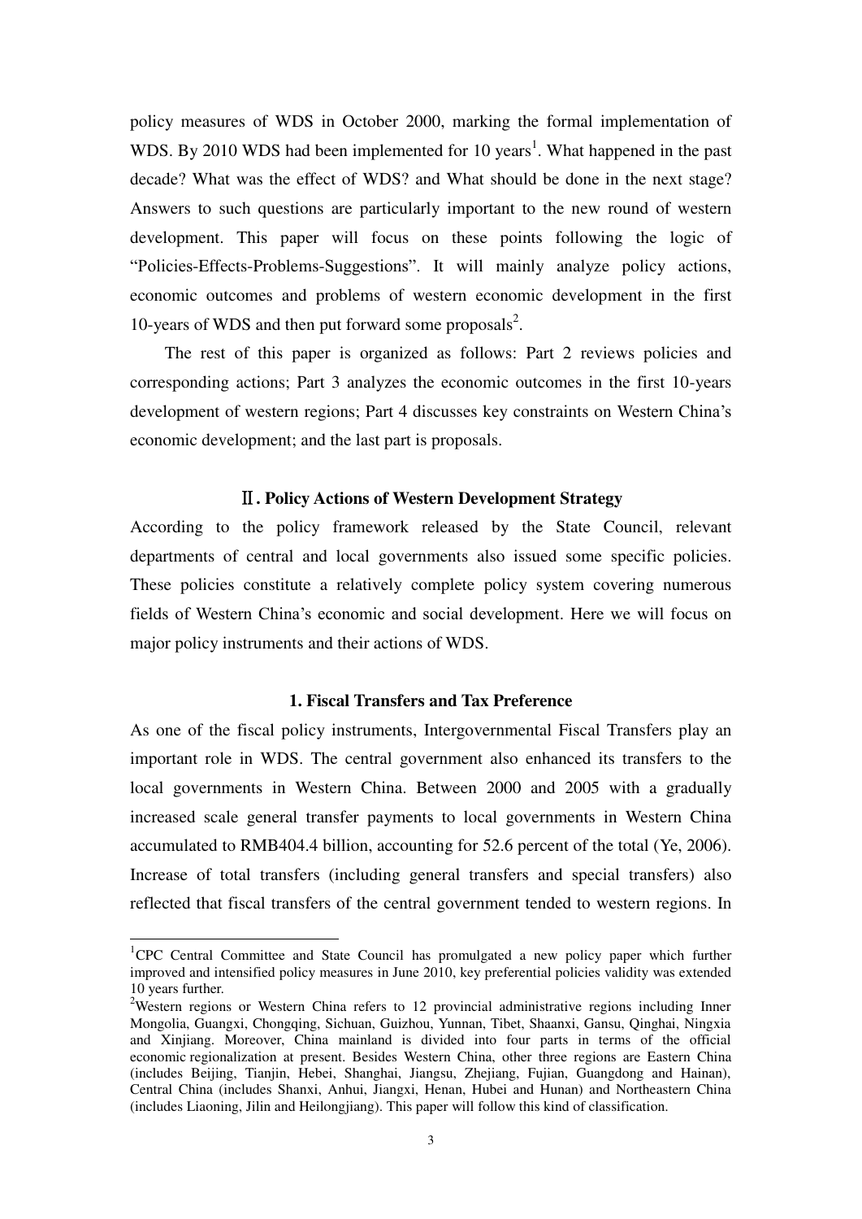policy measures of WDS in October 2000, marking the formal implementation of WDS. By 2010 WDS had been implemented for 10 years[1]. What happened in the past decade? What was the effect of WDS? and What should be done in the next stage? Answers to such questions are particularly important to the new round of western development. This paper will focus on these points following the logic of "Policies-Effects-Problems-Suggestions". It will mainly analyze policy actions, economic outcomes and problems of western economic development in the first 10-years of WDS and then put forward some proposals[2].

The rest of this paper is organized as follows: Part 2 reviews policies and corresponding actions; Part 3 analyzes the economic outcomes in the first 10-years development of western regions; Part 4 discusses key constraints on Western China's economic development; and the last part is proposals.

## Ⅱ. Policy Actions of Western Development Strategy

According to the policy framework released by the State Council, relevant departments of central and local governments also issued some specific policies. These policies constitute a relatively complete policy system covering numerous fields of Western China's economic and social development. Here we will focus on major policy instruments and their actions of WDS.

### 1. Fiscal Transfers and Tax Preference

As one of the fiscal policy instruments, Intergovernmental Fiscal Transfers play an important role in WDS. The central government also enhanced its transfers to the local governments in Western China. Between 2000 and 2005 with a gradually increased scale general transfer payments to local governments in Western China accumulated to RMB404.4 billion, accounting for 52.6 percent of the total (Ye, 2006). Increase of total transfers (including general transfers and special transfers) also reflected that fiscal transfers of the central government tended to western regions. In

---

[1] CPC Central Committee and State Council has promulgated a new policy paper which further improved and intensified policy measures in June 2010, key preferential policies validity was extended 10 years further.

[2] Western regions or Western China refers to 12 provincial administrative regions including Inner Mongolia, Guangxi, Chongqing, Sichuan, Guizhou, Yunnan, Tibet, Shaanxi, Gansu, Qinghai, Ningxia and Xinjiang. Moreover, China mainland is divided into four parts in terms of the official economic regionalization at present. Besides Western China, other three regions are Eastern China (includes Beijing, Tianjin, Hebei, Shanghai, Jiangsu, Zhejiang, Fujian, Guangdong and Hainan), Central China (includes Shanxi, Anhui, Jiangxi, Henan, Hubei and Hunan) and Northeastern China (includes Liaoning, Jilin and Heilongjiang). This paper will follow this kind of classification.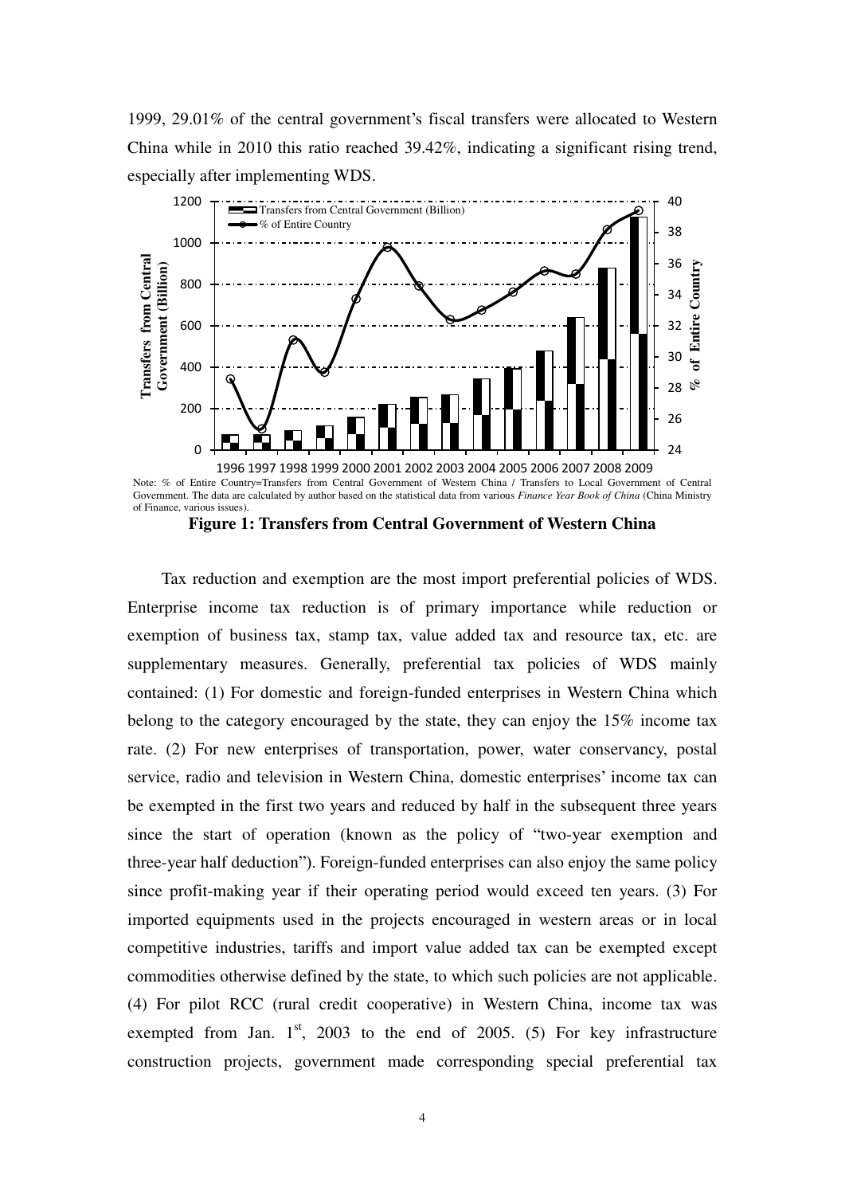1999, 29.01% of the central government's fiscal transfers were allocated to Western China while in 2010 this ratio reached 39.42%, indicating a significant rising trend, especially after implementing WDS.

Note: % of Entire Country=Transfers from Central Government of Western China / Transfers to Local Government of Central Government. The data are calculated by author based on the statistical data from various *Finance Year Book of China* (China Ministry of Finance, various issues).

**Figure 1: Transfers from Central Government of Western China**

Tax reduction and exemption are the most import preferential policies of WDS. Enterprise income tax reduction is of primary importance while reduction or exemption of business tax, stamp tax, value added tax and resource tax, etc. are supplementary measures. Generally, preferential tax policies of WDS mainly contained: (1) For domestic and foreign-funded enterprises in Western China which belong to the category encouraged by the state, they can enjoy the 15% income tax rate. (2) For new enterprises of transportation, power, water conservancy, postal service, radio and television in Western China, domestic enterprises' income tax can be exempted in the first two years and reduced by half in the subsequent three years since the start of operation (known as the policy of "two-year exemption and three-year half deduction"). Foreign-funded enterprises can also enjoy the same policy since profit-making year if their operating period would exceed ten years. (3) For imported equipments used in the projects encouraged in western areas or in local competitive industries, tariffs and import value added tax can be exempted except commodities otherwise defined by the state, to which such policies are not applicable. (4) For pilot RCC (rural credit cooperative) in Western China, income tax was exempted from Jan. 1st, 2003 to the end of 2005. (5) For key infrastructure construction projects, government made corresponding special preferential tax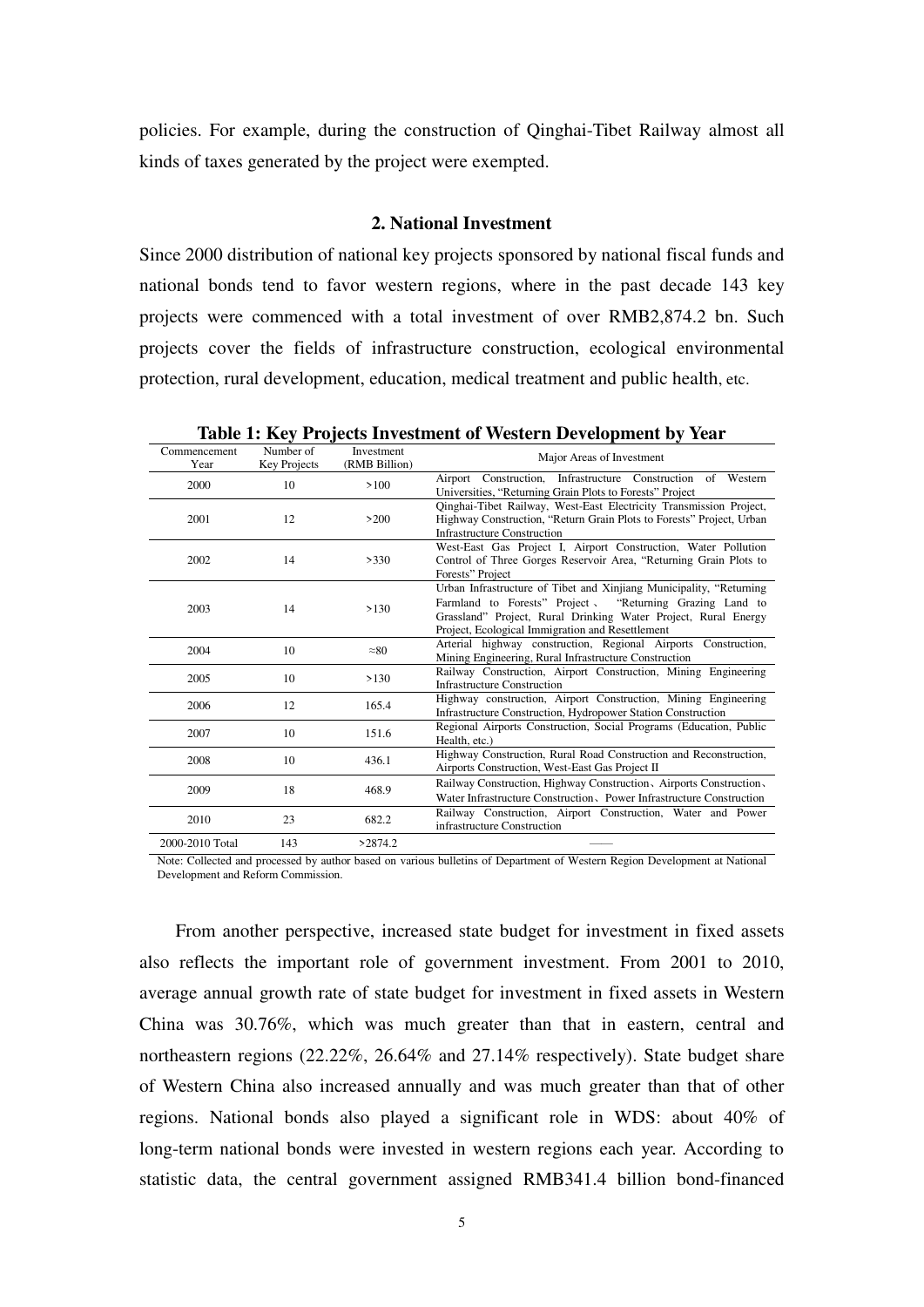policies. For example, during the construction of Qinghai-Tibet Railway almost all kinds of taxes generated by the project were exempted.

### 2. National Investment

Since 2000 distribution of national key projects sponsored by national fiscal funds and national bonds tend to favor western regions, where in the past decade 143 key projects were commenced with a total investment of over RMB2,874.2 bn. Such projects cover the fields of infrastructure construction, ecological environmental protection, rural development, education, medical treatment and public health, etc.

**Table 1: Key Projects Investment of Western Development by Year**

| Commencement Year | Number of Key Projects | Investment (RMB Billion) | Major Areas of Investment |
|---|---|---|---|
| 2000 | 10 | >100 | Airport Construction, Infrastructure Construction of Western Universities, "Returning Grain Plots to Forests" Project |
| 2001 | 12 | >200 | Qinghai-Tibet Railway, West-East Electricity Transmission Project, Highway Construction, "Return Grain Plots to Forests" Project, Urban Infrastructure Construction |
| 2002 | 14 | >330 | West-East Gas Project I, Airport Construction, Water Pollution Control of Three Gorges Reservoir Area, "Returning Grain Plots to Forests" Project |
| 2003 | 14 | >130 | Urban Infrastructure of Tibet and Xinjiang Municipality, "Returning Farmland to Forests" Project、 "Returning Grazing Land to Grassland" Project, Rural Drinking Water Project, Rural Energy Project, Ecological Immigration and Resettlement |
| 2004 | 10 | ≈80 | Arterial highway construction, Regional Airports Construction, Mining Engineering, Rural Infrastructure Construction |
| 2005 | 10 | >130 | Railway Construction, Airport Construction, Mining Engineering Infrastructure Construction |
| 2006 | 12 | 165.4 | Highway construction, Airport Construction, Mining Engineering Infrastructure Construction, Hydropower Station Construction |
| 2007 | 10 | 151.6 | Regional Airports Construction, Social Programs (Education, Public Health, etc.) |
| 2008 | 10 | 436.1 | Highway Construction, Rural Road Construction and Reconstruction, Airports Construction, West-East Gas Project II |
| 2009 | 18 | 468.9 | Railway Construction, Highway Construction、Airports Construction、Water Infrastructure Construction、Power Infrastructure Construction |
| 2010 | 23 | 682.2 | Railway Construction, Airport Construction, Water and Power infrastructure Construction |
| 2000-2010 Total | 143 | >2874.2 | —— |

Note: Collected and processed by author based on various bulletins of Department of Western Region Development at National Development and Reform Commission.

From another perspective, increased state budget for investment in fixed assets also reflects the important role of government investment. From 2001 to 2010, average annual growth rate of state budget for investment in fixed assets in Western China was 30.76%, which was much greater than that in eastern, central and northeastern regions (22.22%, 26.64% and 27.14% respectively). State budget share of Western China also increased annually and was much greater than that of other regions. National bonds also played a significant role in WDS: about 40% of long-term national bonds were invested in western regions each year. According to statistic data, the central government assigned RMB341.4 billion bond-financed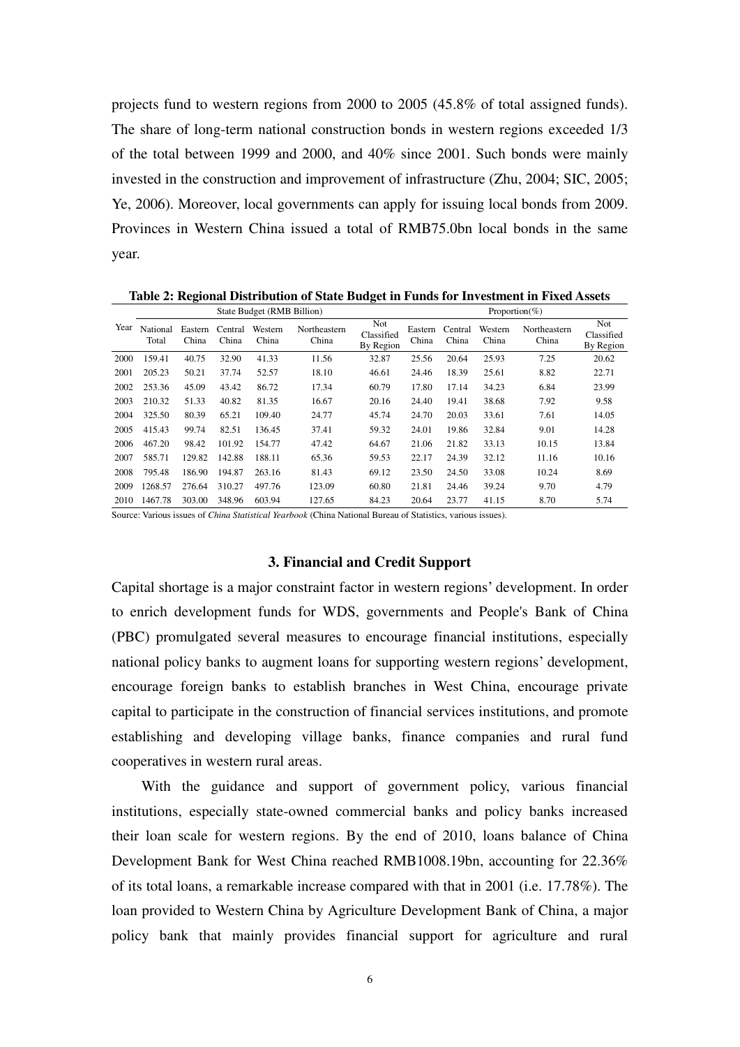projects fund to western regions from 2000 to 2005 (45.8% of total assigned funds). The share of long-term national construction bonds in western regions exceeded 1/3 of the total between 1999 and 2000, and 40% since 2001. Such bonds were mainly invested in the construction and improvement of infrastructure (Zhu, 2004; SIC, 2005; Ye, 2006). Moreover, local governments can apply for issuing local bonds from 2009. Provinces in Western China issued a total of RMB75.0bn local bonds in the same year.

**Table 2: Regional Distribution of State Budget in Funds for Investment in Fixed Assets**

| Year | State Budget (RMB Billion) | | | | | | Proportion(%) | | | | |
|---|---|---|---|---|---|---|---|---|---|---|---|
| | National Total | Eastern China | Central China | Western China | Northeastern China | Not Classified By Region | Eastern China | Central China | Western China | Northeastern China | Not Classified By Region |
| 2000 | 159.41 | 40.75 | 32.90 | 41.33 | 11.56 | 32.87 | 25.56 | 20.64 | 25.93 | 7.25 | 20.62 |
| 2001 | 205.23 | 50.21 | 37.74 | 52.57 | 18.10 | 46.61 | 24.46 | 18.39 | 25.61 | 8.82 | 22.71 |
| 2002 | 253.36 | 45.09 | 43.42 | 86.72 | 17.34 | 60.79 | 17.80 | 17.14 | 34.23 | 6.84 | 23.99 |
| 2003 | 210.32 | 51.33 | 40.82 | 81.35 | 16.67 | 20.16 | 24.40 | 19.41 | 38.68 | 7.92 | 9.58 |
| 2004 | 325.50 | 80.39 | 65.21 | 109.40 | 24.77 | 45.74 | 24.70 | 20.03 | 33.61 | 7.61 | 14.05 |
| 2005 | 415.43 | 99.74 | 82.51 | 136.45 | 37.41 | 59.32 | 24.01 | 19.86 | 32.84 | 9.01 | 14.28 |
| 2006 | 467.20 | 98.42 | 101.92 | 154.77 | 47.42 | 64.67 | 21.06 | 21.82 | 33.13 | 10.15 | 13.84 |
| 2007 | 585.71 | 129.82 | 142.88 | 188.11 | 65.36 | 59.53 | 22.17 | 24.39 | 32.12 | 11.16 | 10.16 |
| 2008 | 795.48 | 186.90 | 194.87 | 263.16 | 81.43 | 69.12 | 23.50 | 24.50 | 33.08 | 10.24 | 8.69 |
| 2009 | 1268.57 | 276.64 | 310.27 | 497.76 | 123.09 | 60.80 | 21.81 | 24.46 | 39.24 | 9.70 | 4.79 |
| 2010 | 1467.78 | 303.00 | 348.96 | 603.94 | 127.65 | 84.23 | 20.64 | 23.77 | 41.15 | 8.70 | 5.74 |

Source: Various issues of *China Statistical Yearbook* (China National Bureau of Statistics, various issues).

### 3. Financial and Credit Support

Capital shortage is a major constraint factor in western regions' development. In order to enrich development funds for WDS, governments and People's Bank of China (PBC) promulgated several measures to encourage financial institutions, especially national policy banks to augment loans for supporting western regions' development, encourage foreign banks to establish branches in West China, encourage private capital to participate in the construction of financial services institutions, and promote establishing and developing village banks, finance companies and rural fund cooperatives in western rural areas.

With the guidance and support of government policy, various financial institutions, especially state-owned commercial banks and policy banks increased their loan scale for western regions. By the end of 2010, loans balance of China Development Bank for West China reached RMB1008.19bn, accounting for 22.36% of its total loans, a remarkable increase compared with that in 2001 (i.e. 17.78%). The loan provided to Western China by Agriculture Development Bank of China, a major policy bank that mainly provides financial support for agriculture and rural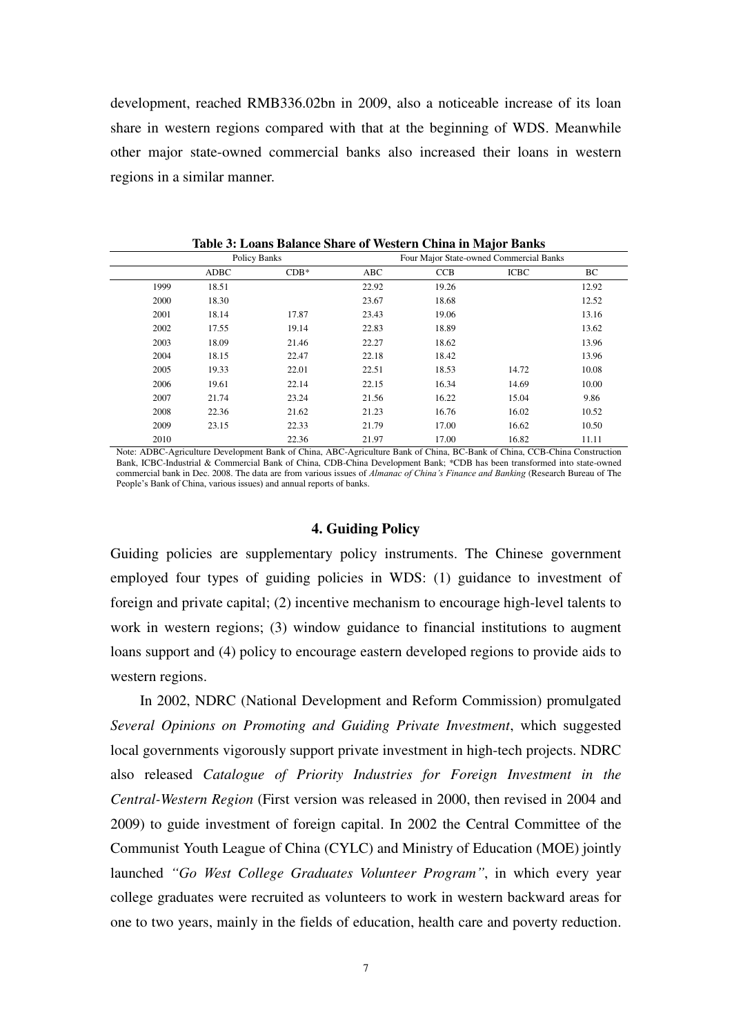development, reached RMB336.02bn in 2009, also a noticeable increase of its loan share in western regions compared with that at the beginning of WDS. Meanwhile other major state-owned commercial banks also increased their loans in western regions in a similar manner.

**Table 3: Loans Balance Share of Western China in Major Banks**

| | Policy Banks | | Four Major State-owned Commercial Banks | | | |
|---|---|---|---|---|---|---|
| | ADBC | CDB* | ABC | CCB | ICBC | BC |
| 1999 | 18.51 | | 22.92 | 19.26 | | 12.92 |
| 2000 | 18.30 | | 23.67 | 18.68 | | 12.52 |
| 2001 | 18.14 | 17.87 | 23.43 | 19.06 | | 13.16 |
| 2002 | 17.55 | 19.14 | 22.83 | 18.89 | | 13.62 |
| 2003 | 18.09 | 21.46 | 22.27 | 18.62 | | 13.96 |
| 2004 | 18.15 | 22.47 | 22.18 | 18.42 | | 13.96 |
| 2005 | 19.33 | 22.01 | 22.51 | 18.53 | 14.72 | 10.08 |
| 2006 | 19.61 | 22.14 | 22.15 | 16.34 | 14.69 | 10.00 |
| 2007 | 21.74 | 23.24 | 21.56 | 16.22 | 15.04 | 9.86 |
| 2008 | 22.36 | 21.62 | 21.23 | 16.76 | 16.02 | 10.52 |
| 2009 | 23.15 | 22.33 | 21.79 | 17.00 | 16.62 | 10.50 |
| 2010 | | 22.36 | 21.97 | 17.00 | 16.82 | 11.11 |

Note: ADBC-Agriculture Development Bank of China, ABC-Agriculture Bank of China, BC-Bank of China, CCB-China Construction Bank, ICBC-Industrial & Commercial Bank of China, CDB-China Development Bank; *CDB has been transformed into state-owned commercial bank in Dec. 2008. The data are from various issues of *Almanac of China's Finance and Banking* (Research Bureau of The People's Bank of China, various issues) and annual reports of banks.

## 4. Guiding Policy

Guiding policies are supplementary policy instruments. The Chinese government employed four types of guiding policies in WDS: (1) guidance to investment of foreign and private capital; (2) incentive mechanism to encourage high-level talents to work in western regions; (3) window guidance to financial institutions to augment loans support and (4) policy to encourage eastern developed regions to provide aids to western regions.

In 2002, NDRC (National Development and Reform Commission) promulgated *Several Opinions on Promoting and Guiding Private Investment*, which suggested local governments vigorously support private investment in high-tech projects. NDRC also released *Catalogue of Priority Industries for Foreign Investment in the Central-Western Region* (First version was released in 2000, then revised in 2004 and 2009) to guide investment of foreign capital. In 2002 the Central Committee of the Communist Youth League of China (CYLC) and Ministry of Education (MOE) jointly launched *"Go West College Graduates Volunteer Program"*, in which every year college graduates were recruited as volunteers to work in western backward areas for one to two years, mainly in the fields of education, health care and poverty reduction.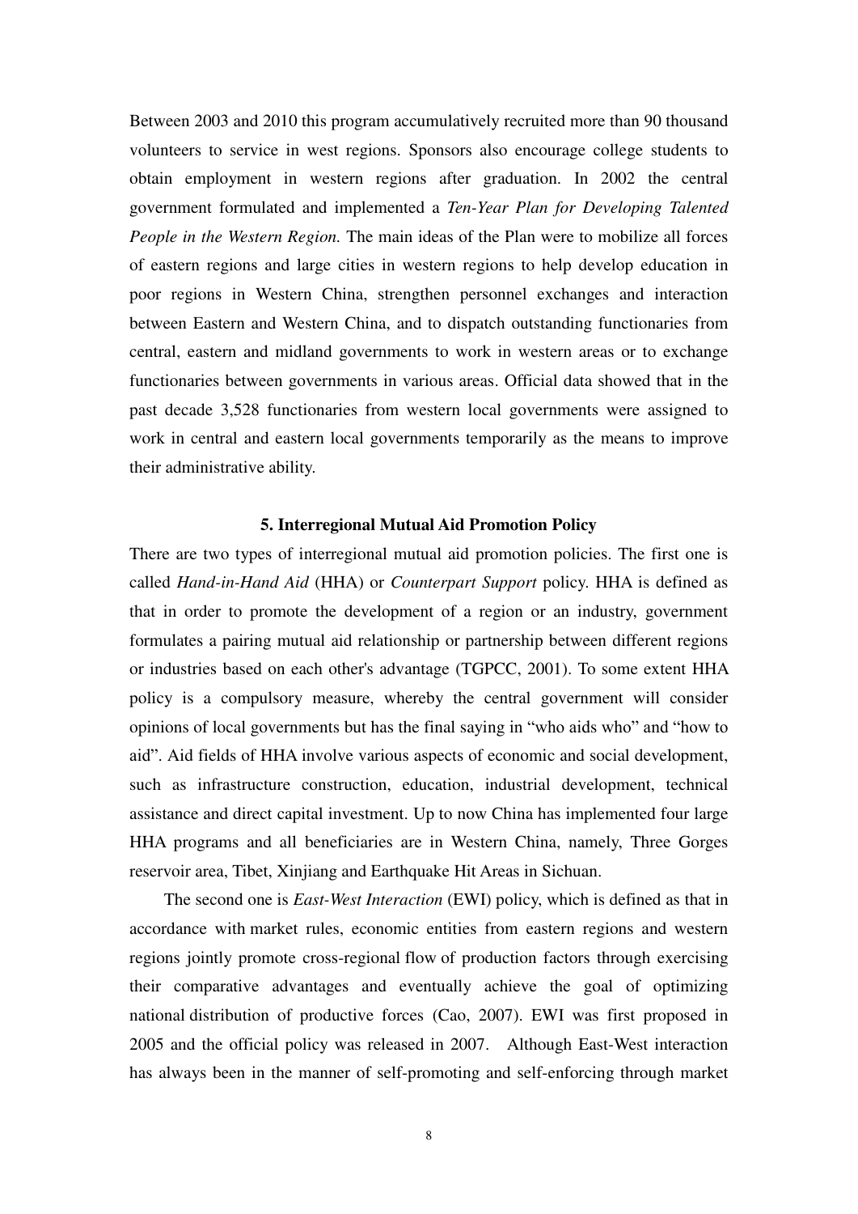Between 2003 and 2010 this program accumulatively recruited more than 90 thousand volunteers to service in west regions. Sponsors also encourage college students to obtain employment in western regions after graduation. In 2002 the central government formulated and implemented a *Ten-Year Plan for Developing Talented People in the Western Region.* The main ideas of the Plan were to mobilize all forces of eastern regions and large cities in western regions to help develop education in poor regions in Western China, strengthen personnel exchanges and interaction between Eastern and Western China, and to dispatch outstanding functionaries from central, eastern and midland governments to work in western areas or to exchange functionaries between governments in various areas. Official data showed that in the past decade 3,528 functionaries from western local governments were assigned to work in central and eastern local governments temporarily as the means to improve their administrative ability.

### 5. Interregional Mutual Aid Promotion Policy

There are two types of interregional mutual aid promotion policies. The first one is called *Hand-in-Hand Aid* (HHA) or *Counterpart Support* policy. HHA is defined as that in order to promote the development of a region or an industry, government formulates a pairing mutual aid relationship or partnership between different regions or industries based on each other's advantage (TGPCC, 2001). To some extent HHA policy is a compulsory measure, whereby the central government will consider opinions of local governments but has the final saying in "who aids who" and "how to aid". Aid fields of HHA involve various aspects of economic and social development, such as infrastructure construction, education, industrial development, technical assistance and direct capital investment. Up to now China has implemented four large HHA programs and all beneficiaries are in Western China, namely, Three Gorges reservoir area, Tibet, Xinjiang and Earthquake Hit Areas in Sichuan.

The second one is *East-West Interaction* (EWI) policy, which is defined as that in accordance with market rules, economic entities from eastern regions and western regions jointly promote cross-regional flow of production factors through exercising their comparative advantages and eventually achieve the goal of optimizing national distribution of productive forces (Cao, 2007). EWI was first proposed in 2005 and the official policy was released in 2007. Although East-West interaction has always been in the manner of self-promoting and self-enforcing through market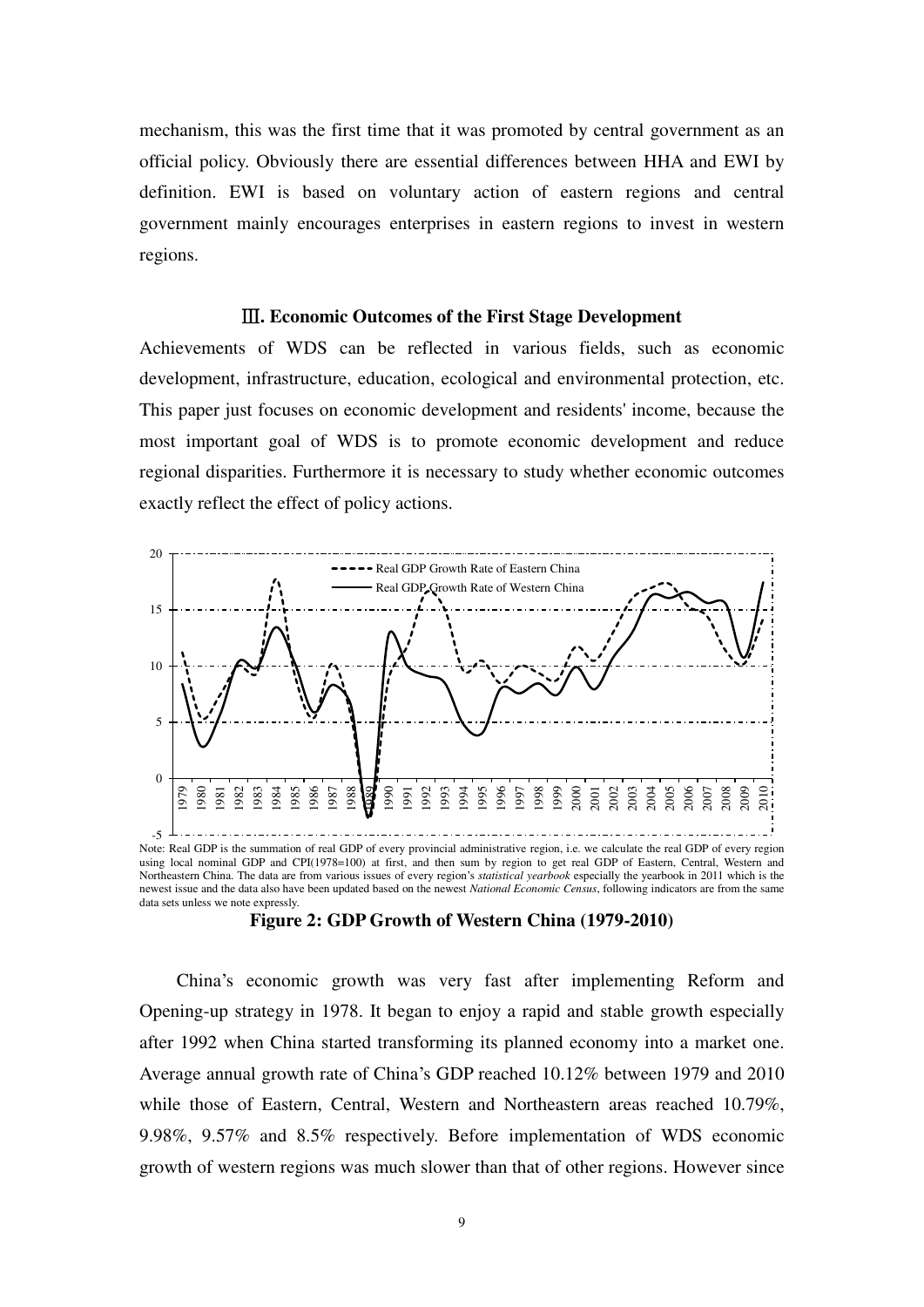mechanism, this was the first time that it was promoted by central government as an official policy. Obviously there are essential differences between HHA and EWI by definition. EWI is based on voluntary action of eastern regions and central government mainly encourages enterprises in eastern regions to invest in western regions.

### Ⅲ. Economic Outcomes of the First Stage Development

Achievements of WDS can be reflected in various fields, such as economic development, infrastructure, education, ecological and environmental protection, etc. This paper just focuses on economic development and residents' income, because the most important goal of WDS is to promote economic development and reduce regional disparities. Furthermore it is necessary to study whether economic outcomes exactly reflect the effect of policy actions.

Note: Real GDP is the summation of real GDP of every provincial administrative region, i.e. we calculate the real GDP of every region using local nominal GDP and CPI(1978=100) at first, and then sum by region to get real GDP of Eastern, Central, Western and Northeastern China. The data are from various issues of every region's *statistical yearbook* especially the yearbook in 2011 which is the newest issue and the data also have been updated based on the newest *National Economic Census*, following indicators are from the same data sets unless we note expressly.

**Figure 2: GDP Growth of Western China (1979-2010)**

China's economic growth was very fast after implementing Reform and Opening-up strategy in 1978. It began to enjoy a rapid and stable growth especially after 1992 when China started transforming its planned economy into a market one. Average annual growth rate of China's GDP reached 10.12% between 1979 and 2010 while those of Eastern, Central, Western and Northeastern areas reached 10.79%, 9.98%, 9.57% and 8.5% respectively. Before implementation of WDS economic growth of western regions was much slower than that of other regions. However since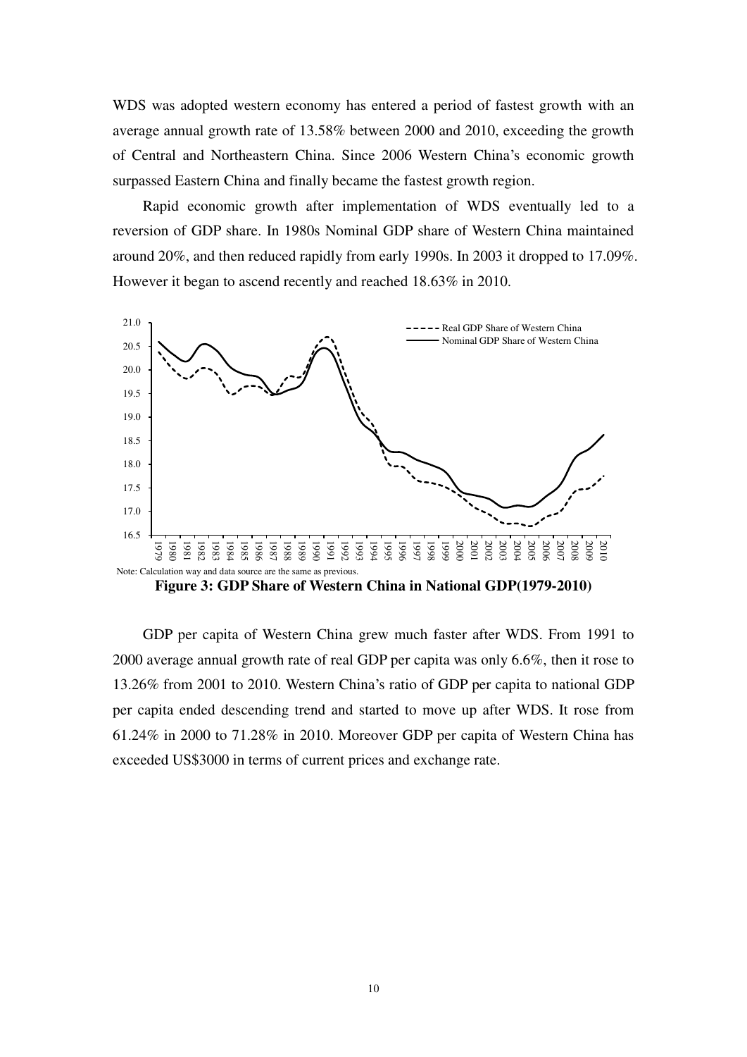WDS was adopted western economy has entered a period of fastest growth with an average annual growth rate of 13.58% between 2000 and 2010, exceeding the growth of Central and Northeastern China. Since 2006 Western China's economic growth surpassed Eastern China and finally became the fastest growth region.

Rapid economic growth after implementation of WDS eventually led to a reversion of GDP share. In 1980s Nominal GDP share of Western China maintained around 20%, and then reduced rapidly from early 1990s. In 2003 it dropped to 17.09%. However it began to ascend recently and reached 18.63% in 2010.

Note: Calculation way and data source are the same as previous.

**Figure 3: GDP Share of Western China in National GDP(1979-2010)**

GDP per capita of Western China grew much faster after WDS. From 1991 to 2000 average annual growth rate of real GDP per capita was only 6.6%, then it rose to 13.26% from 2001 to 2010. Western China's ratio of GDP per capita to national GDP per capita ended descending trend and started to move up after WDS. It rose from 61.24% in 2000 to 71.28% in 2010. Moreover GDP per capita of Western China has exceeded US$3000 in terms of current prices and exchange rate.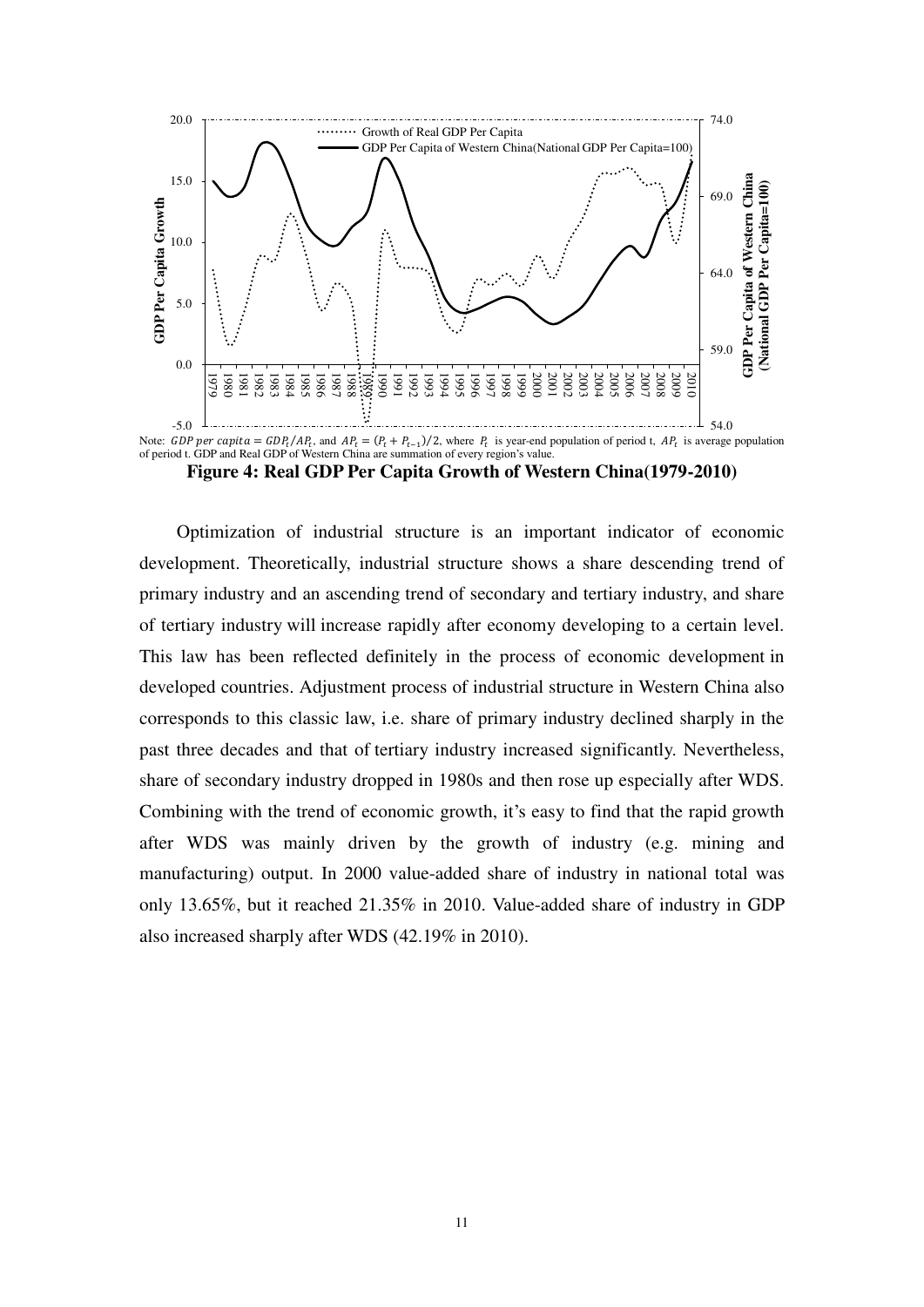Note: $GDP\ per\ capita = GDP_t/AP_t$, and $AP_t = (P_t + P_{t-1})/2$, where $P_t$ is year-end population of period t, $AP_t$ is average population of period t. GDP and Real GDP of Western China are summation of every region's value.

**Figure 4: Real GDP Per Capita Growth of Western China(1979-2010)**

Optimization of industrial structure is an important indicator of economic development. Theoretically, industrial structure shows a share descending trend of primary industry and an ascending trend of secondary and tertiary industry, and share of tertiary industry will increase rapidly after economy developing to a certain level. This law has been reflected definitely in the process of economic development in developed countries. Adjustment process of industrial structure in Western China also corresponds to this classic law, i.e. share of primary industry declined sharply in the past three decades and that of tertiary industry increased significantly. Nevertheless, share of secondary industry dropped in 1980s and then rose up especially after WDS. Combining with the trend of economic growth, it's easy to find that the rapid growth after WDS was mainly driven by the growth of industry (e.g. mining and manufacturing) output. In 2000 value-added share of industry in national total was only 13.65%, but it reached 21.35% in 2010. Value-added share of industry in GDP also increased sharply after WDS (42.19% in 2010).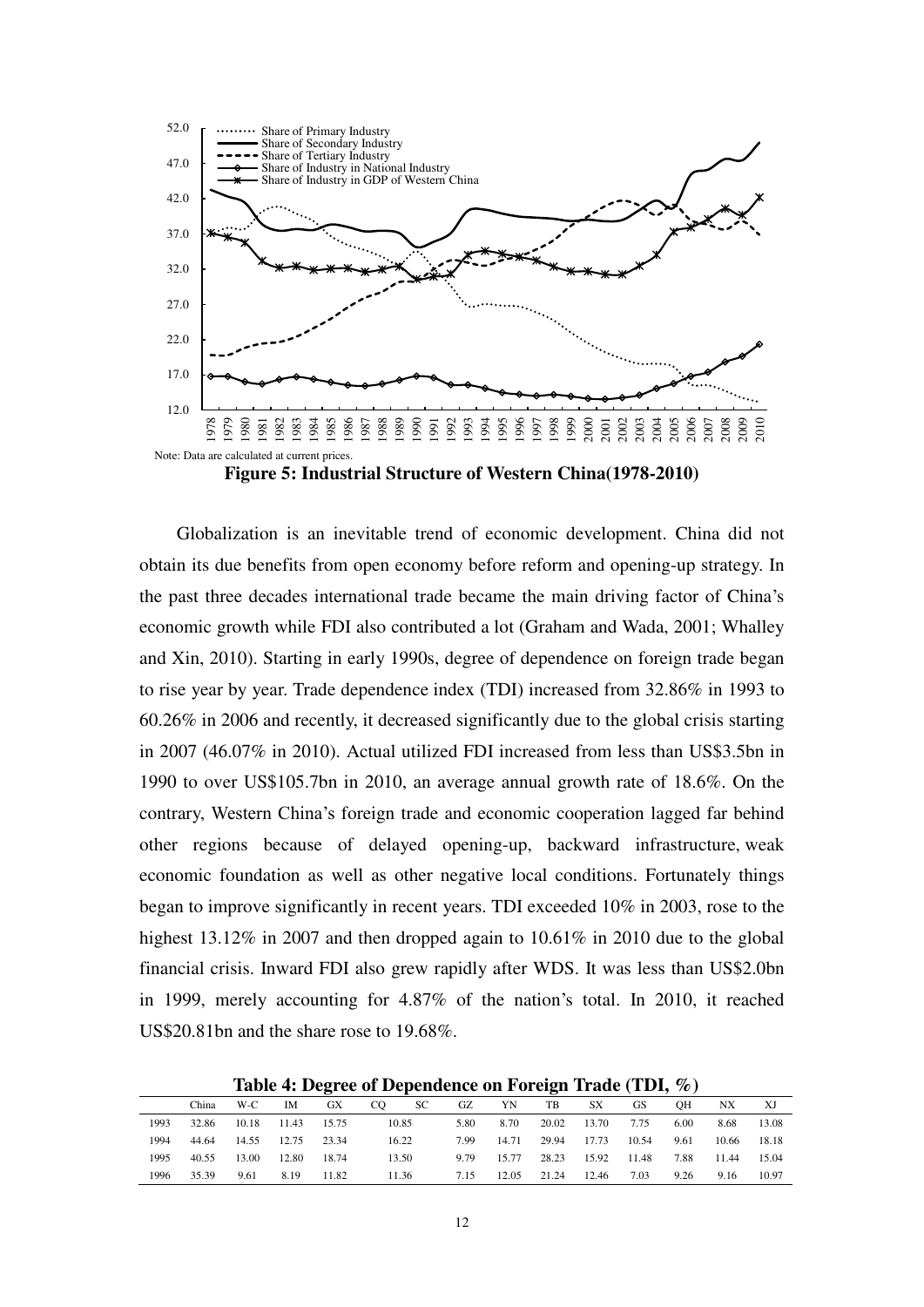Note: Data are calculated at current prices.

**Figure 5: Industrial Structure of Western China(1978-2010)**

Globalization is an inevitable trend of economic development. China did not obtain its due benefits from open economy before reform and opening-up strategy. In the past three decades international trade became the main driving factor of China's economic growth while FDI also contributed a lot (Graham and Wada, 2001; Whalley and Xin, 2010). Starting in early 1990s, degree of dependence on foreign trade began to rise year by year. Trade dependence index (TDI) increased from 32.86% in 1993 to 60.26% in 2006 and recently, it decreased significantly due to the global crisis starting in 2007 (46.07% in 2010). Actual utilized FDI increased from less than US$3.5bn in 1990 to over US$105.7bn in 2010, an average annual growth rate of 18.6%. On the contrary, Western China's foreign trade and economic cooperation lagged far behind other regions because of delayed opening-up, backward infrastructure, weak economic foundation as well as other negative local conditions. Fortunately things began to improve significantly in recent years. TDI exceeded 10% in 2003, rose to the highest 13.12% in 2007 and then dropped again to 10.61% in 2010 due to the global financial crisis. Inward FDI also grew rapidly after WDS. It was less than US$2.0bn in 1999, merely accounting for 4.87% of the nation's total. In 2010, it reached US$20.81bn and the share rose to 19.68%.

**Table 4: Degree of Dependence on Foreign Trade (TDI, %)**

| | China | W-C | IM | GX | CQ | SC | GZ | YN | TB | SX | GS | QH | NX | XJ |
|---|---|---|---|---|---|---|---|---|---|---|---|---|---|---|
| 1993 | 32.86 | 10.18 | 11.43 | 15.75 | 10.85 | | 5.80 | 8.70 | 20.02 | 13.70 | 7.75 | 6.00 | 8.68 | 13.08 |
| 1994 | 44.64 | 14.55 | 12.75 | 23.34 | 16.22 | | 7.99 | 14.71 | 29.94 | 17.73 | 10.54 | 9.61 | 10.66 | 18.18 |
| 1995 | 40.55 | 13.00 | 12.80 | 18.74 | 13.50 | | 9.79 | 15.77 | 28.23 | 15.92 | 11.48 | 7.88 | 11.44 | 15.04 |
| 1996 | 35.39 | 9.61 | 8.19 | 11.82 | 11.36 | | 7.15 | 12.05 | 21.24 | 12.46 | 7.03 | 9.26 | 9.16 | 10.97 |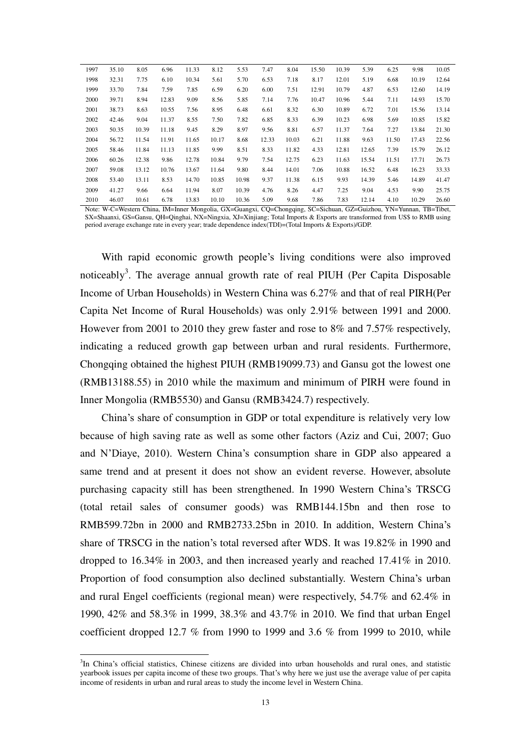| | | | | | | | | | | | | | | |
|---|---|---|---|---|---|---|---|---|---|---|---|---|---|---|
| 1997 | 35.10 | 8.05 | 6.96 | 11.33 | 8.12 | 5.53 | 7.47 | 8.04 | 15.50 | 10.39 | 5.39 | 6.25 | 9.98 | 10.05 |
| 1998 | 32.31 | 7.75 | 6.10 | 10.34 | 5.61 | 5.70 | 6.53 | 7.18 | 8.17 | 12.01 | 5.19 | 6.68 | 10.19 | 12.64 |
| 1999 | 33.70 | 7.84 | 7.59 | 7.85 | 6.59 | 6.20 | 6.00 | 7.51 | 12.91 | 10.79 | 4.87 | 6.53 | 12.60 | 14.19 |
| 2000 | 39.71 | 8.94 | 12.83 | 9.09 | 8.56 | 5.85 | 7.14 | 7.76 | 10.47 | 10.96 | 5.44 | 7.11 | 14.93 | 15.70 |
| 2001 | 38.73 | 8.63 | 10.55 | 7.56 | 8.95 | 6.48 | 6.61 | 8.32 | 6.30 | 10.89 | 6.72 | 7.01 | 15.56 | 13.14 |
| 2002 | 42.46 | 9.04 | 11.37 | 8.55 | 7.50 | 7.82 | 6.85 | 8.33 | 6.39 | 10.23 | 6.98 | 5.69 | 10.85 | 15.82 |
| 2003 | 50.35 | 10.39 | 11.18 | 9.45 | 8.29 | 8.97 | 9.56 | 8.81 | 6.57 | 11.37 | 7.64 | 7.27 | 13.84 | 21.30 |
| 2004 | 56.72 | 11.54 | 11.91 | 11.65 | 10.17 | 8.68 | 12.33 | 10.03 | 6.21 | 11.88 | 9.63 | 11.50 | 17.43 | 22.56 |
| 2005 | 58.46 | 11.84 | 11.13 | 11.85 | 9.99 | 8.51 | 8.33 | 11.82 | 4.33 | 12.81 | 12.65 | 7.39 | 15.79 | 26.12 |
| 2006 | 60.26 | 12.38 | 9.86 | 12.78 | 10.84 | 9.79 | 7.54 | 12.75 | 6.23 | 11.63 | 15.54 | 11.51 | 17.71 | 26.73 |
| 2007 | 59.08 | 13.12 | 10.76 | 13.67 | 11.64 | 9.80 | 8.44 | 14.01 | 7.06 | 10.88 | 16.52 | 6.48 | 16.23 | 33.33 |
| 2008 | 53.40 | 13.11 | 8.53 | 14.70 | 10.85 | 10.98 | 9.37 | 11.38 | 6.15 | 9.93 | 14.39 | 5.46 | 14.89 | 41.47 |
| 2009 | 41.27 | 9.66 | 6.64 | 11.94 | 8.07 | 10.39 | 4.76 | 8.26 | 4.47 | 7.25 | 9.04 | 4.53 | 9.90 | 25.75 |
| 2010 | 46.07 | 10.61 | 6.78 | 13.83 | 10.10 | 10.36 | 5.09 | 9.68 | 7.86 | 7.83 | 12.14 | 4.10 | 10.29 | 26.60 |

Note: W-C=Western China, IM=Inner Mongolia, GX=Guangxi, CQ=Chongqing, SC=Sichuan, GZ=Guizhou, YN=Yunnan, TB=Tibet, SX=Shaanxi, GS=Gansu, QH=Qinghai, NX=Ningxia, XJ=Xinjiang; Total Imports & Exports are transformed from US$ to RMB using period average exchange rate in every year; trade dependence index(TDI)=(Total Imports & Exports)/GDP.

With rapid economic growth people's living conditions were also improved noticeably[3]. The average annual growth rate of real PIUH (Per Capita Disposable Income of Urban Households) in Western China was 6.27% and that of real PIRH(Per Capita Net Income of Rural Households) was only 2.91% between 1991 and 2000. However from 2001 to 2010 they grew faster and rose to 8% and 7.57% respectively, indicating a reduced growth gap between urban and rural residents. Furthermore, Chongqing obtained the highest PIUH (RMB19099.73) and Gansu got the lowest one (RMB13188.55) in 2010 while the maximum and minimum of PIRH were found in Inner Mongolia (RMB5530) and Gansu (RMB3424.7) respectively.

China's share of consumption in GDP or total expenditure is relatively very low because of high saving rate as well as some other factors (Aziz and Cui, 2007; Guo and N'Diaye, 2010). Western China's consumption share in GDP also appeared a same trend and at present it does not show an evident reverse. However, absolute purchasing capacity still has been strengthened. In 1990 Western China's TRSCG (total retail sales of consumer goods) was RMB144.15bn and then rose to RMB599.72bn in 2000 and RMB2733.25bn in 2010. In addition, Western China's share of TRSCG in the nation's total reversed after WDS. It was 19.82% in 1990 and dropped to 16.34% in 2003, and then increased yearly and reached 17.41% in 2010. Proportion of food consumption also declined substantially. Western China's urban and rural Engel coefficients (regional mean) were respectively, 54.7% and 62.4% in 1990, 42% and 58.3% in 1999, 38.3% and 43.7% in 2010. We find that urban Engel coefficient dropped 12.7 % from 1990 to 1999 and 3.6 % from 1999 to 2010, while

[3]In China's official statistics, Chinese citizens are divided into urban households and rural ones, and statistic yearbook issues per capita income of these two groups. That's why here we just use the average value of per capita income of residents in urban and rural areas to study the income level in Western China.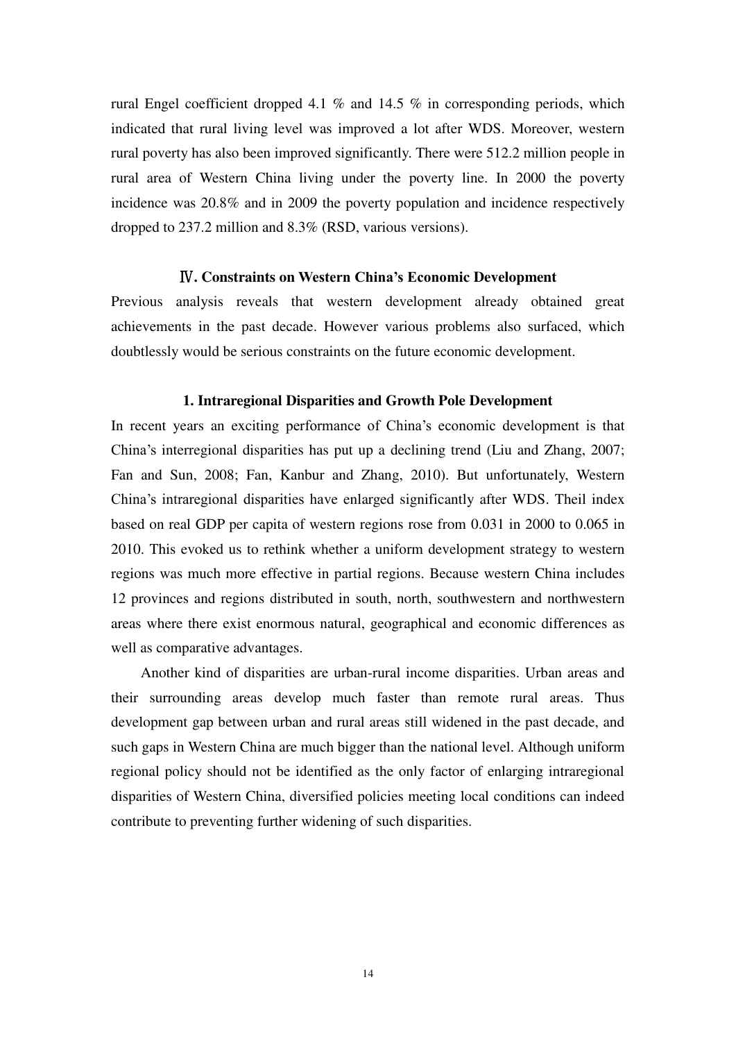rural Engel coefficient dropped 4.1 % and 14.5 % in corresponding periods, which indicated that rural living level was improved a lot after WDS. Moreover, western rural poverty has also been improved significantly. There were 512.2 million people in rural area of Western China living under the poverty line. In 2000 the poverty incidence was 20.8% and in 2009 the poverty population and incidence respectively dropped to 237.2 million and 8.3% (RSD, various versions).

## Ⅳ. Constraints on Western China's Economic Development

Previous analysis reveals that western development already obtained great achievements in the past decade. However various problems also surfaced, which doubtlessly would be serious constraints on the future economic development.

### 1. Intraregional Disparities and Growth Pole Development

In recent years an exciting performance of China's economic development is that China's interregional disparities has put up a declining trend (Liu and Zhang, 2007; Fan and Sun, 2008; Fan, Kanbur and Zhang, 2010). But unfortunately, Western China's intraregional disparities have enlarged significantly after WDS. Theil index based on real GDP per capita of western regions rose from 0.031 in 2000 to 0.065 in 2010. This evoked us to rethink whether a uniform development strategy to western regions was much more effective in partial regions. Because western China includes 12 provinces and regions distributed in south, north, southwestern and northwestern areas where there exist enormous natural, geographical and economic differences as well as comparative advantages.

Another kind of disparities are urban-rural income disparities. Urban areas and their surrounding areas develop much faster than remote rural areas. Thus development gap between urban and rural areas still widened in the past decade, and such gaps in Western China are much bigger than the national level. Although uniform regional policy should not be identified as the only factor of enlarging intraregional disparities of Western China, diversified policies meeting local conditions can indeed contribute to preventing further widening of such disparities.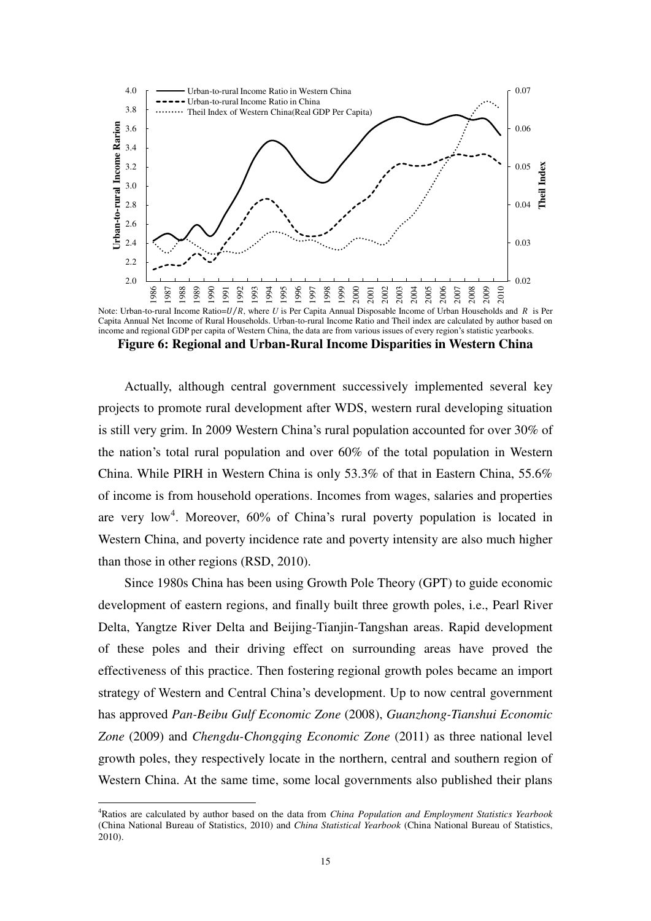Note: Urban-to-rural Income Ratio=$U/R$, where $U$ is Per Capita Annual Disposable Income of Urban Households and $R$ is Per Capita Annual Net Income of Rural Households. Urban-to-rural Income Ratio and Theil index are calculated by author based on income and regional GDP per capita of Western China, the data are from various issues of every region's statistic yearbooks.

**Figure 6: Regional and Urban-Rural Income Disparities in Western China**

Actually, although central government successively implemented several key projects to promote rural development after WDS, western rural developing situation is still very grim. In 2009 Western China's rural population accounted for over 30% of the nation's total rural population and over 60% of the total population in Western China. While PIRH in Western China is only 53.3% of that in Eastern China, 55.6% of income is from household operations. Incomes from wages, salaries and properties are very low[4]. Moreover, 60% of China's rural poverty population is located in Western China, and poverty incidence rate and poverty intensity are also much higher than those in other regions (RSD, 2010).

Since 1980s China has been using Growth Pole Theory (GPT) to guide economic development of eastern regions, and finally built three growth poles, i.e., Pearl River Delta, Yangtze River Delta and Beijing-Tianjin-Tangshan areas. Rapid development of these poles and their driving effect on surrounding areas have proved the effectiveness of this practice. Then fostering regional growth poles became an import strategy of Western and Central China's development. Up to now central government has approved *Pan-Beibu Gulf Economic Zone* (2008), *Guanzhong-Tianshui Economic Zone* (2009) and *Chengdu-Chongqing Economic Zone* (2011) as three national level growth poles, they respectively locate in the northern, central and southern region of Western China. At the same time, some local governments also published their plans

[4]Ratios are calculated by author based on the data from *China Population and Employment Statistics Yearbook* (China National Bureau of Statistics, 2010) and *China Statistical Yearbook* (China National Bureau of Statistics, 2010).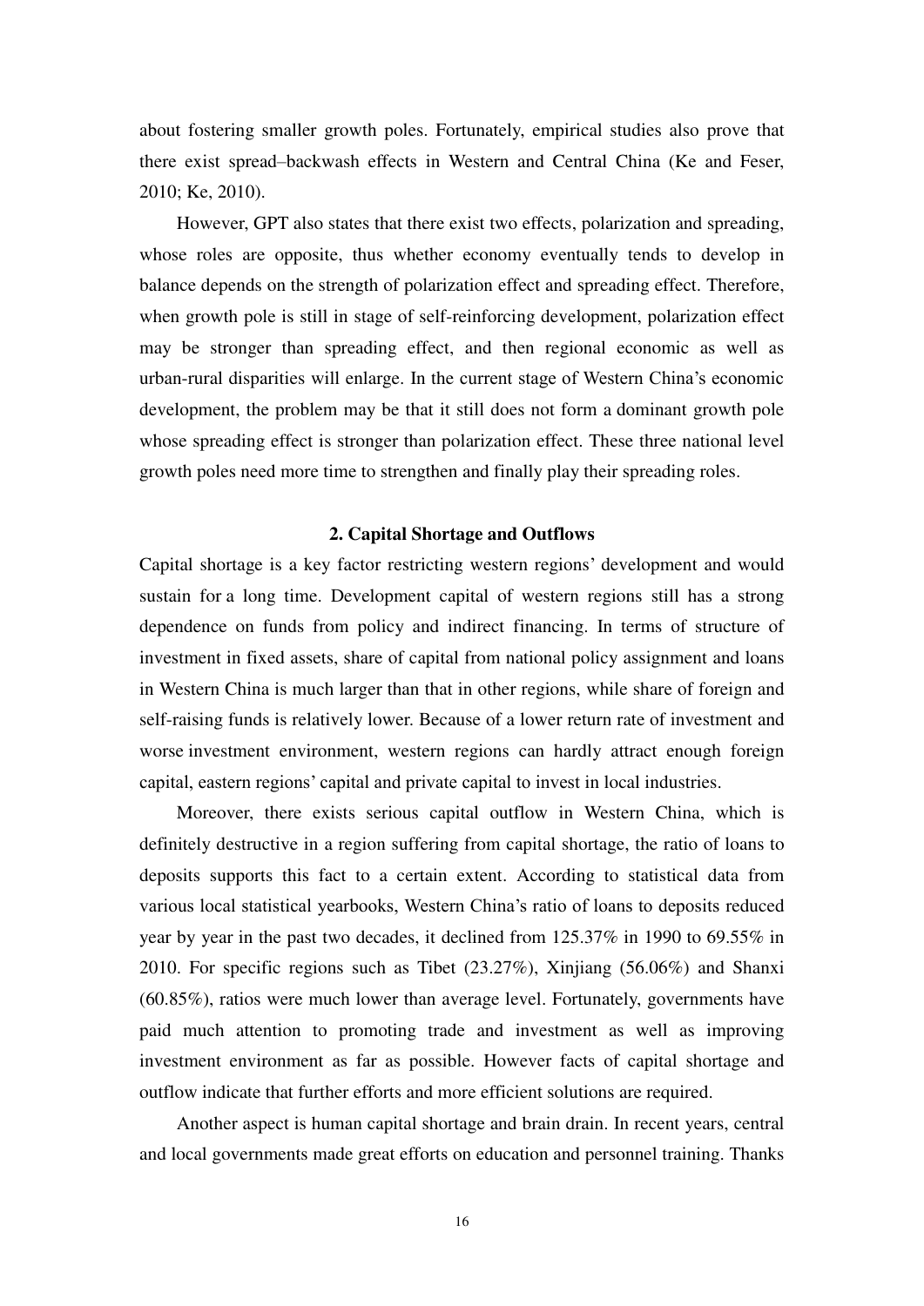about fostering smaller growth poles. Fortunately, empirical studies also prove that there exist spread–backwash effects in Western and Central China (Ke and Feser, 2010; Ke, 2010).

However, GPT also states that there exist two effects, polarization and spreading, whose roles are opposite, thus whether economy eventually tends to develop in balance depends on the strength of polarization effect and spreading effect. Therefore, when growth pole is still in stage of self-reinforcing development, polarization effect may be stronger than spreading effect, and then regional economic as well as urban-rural disparities will enlarge. In the current stage of Western China's economic development, the problem may be that it still does not form a dominant growth pole whose spreading effect is stronger than polarization effect. These three national level growth poles need more time to strengthen and finally play their spreading roles.

## 2. Capital Shortage and Outflows

Capital shortage is a key factor restricting western regions' development and would sustain for a long time. Development capital of western regions still has a strong dependence on funds from policy and indirect financing. In terms of structure of investment in fixed assets, share of capital from national policy assignment and loans in Western China is much larger than that in other regions, while share of foreign and self-raising funds is relatively lower. Because of a lower return rate of investment and worse investment environment, western regions can hardly attract enough foreign capital, eastern regions' capital and private capital to invest in local industries.

Moreover, there exists serious capital outflow in Western China, which is definitely destructive in a region suffering from capital shortage, the ratio of loans to deposits supports this fact to a certain extent. According to statistical data from various local statistical yearbooks, Western China's ratio of loans to deposits reduced year by year in the past two decades, it declined from 125.37% in 1990 to 69.55% in 2010. For specific regions such as Tibet (23.27%), Xinjiang (56.06%) and Shanxi (60.85%), ratios were much lower than average level. Fortunately, governments have paid much attention to promoting trade and investment as well as improving investment environment as far as possible. However facts of capital shortage and outflow indicate that further efforts and more efficient solutions are required.

Another aspect is human capital shortage and brain drain. In recent years, central and local governments made great efforts on education and personnel training. Thanks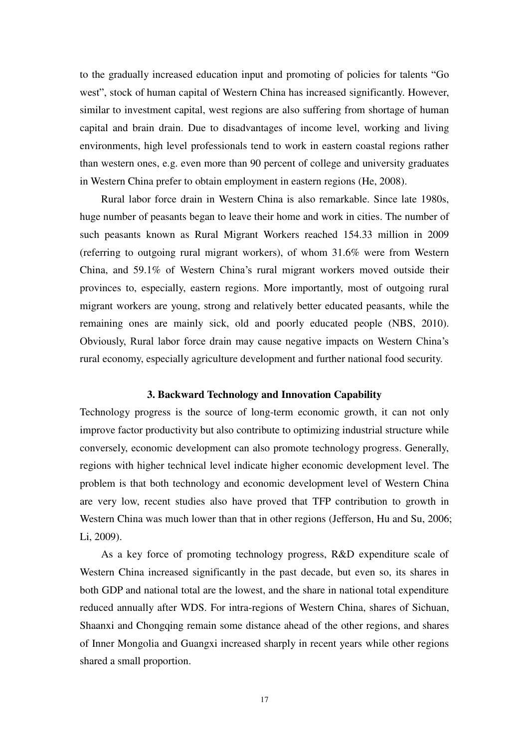to the gradually increased education input and promoting of policies for talents "Go west", stock of human capital of Western China has increased significantly. However, similar to investment capital, west regions are also suffering from shortage of human capital and brain drain. Due to disadvantages of income level, working and living environments, high level professionals tend to work in eastern coastal regions rather than western ones, e.g. even more than 90 percent of college and university graduates in Western China prefer to obtain employment in eastern regions (He, 2008).

Rural labor force drain in Western China is also remarkable. Since late 1980s, huge number of peasants began to leave their home and work in cities. The number of such peasants known as Rural Migrant Workers reached 154.33 million in 2009 (referring to outgoing rural migrant workers), of whom 31.6% were from Western China, and 59.1% of Western China's rural migrant workers moved outside their provinces to, especially, eastern regions. More importantly, most of outgoing rural migrant workers are young, strong and relatively better educated peasants, while the remaining ones are mainly sick, old and poorly educated people (NBS, 2010). Obviously, Rural labor force drain may cause negative impacts on Western China's rural economy, especially agriculture development and further national food security.

### 3. Backward Technology and Innovation Capability

Technology progress is the source of long-term economic growth, it can not only improve factor productivity but also contribute to optimizing industrial structure while conversely, economic development can also promote technology progress. Generally, regions with higher technical level indicate higher economic development level. The problem is that both technology and economic development level of Western China are very low, recent studies also have proved that TFP contribution to growth in Western China was much lower than that in other regions (Jefferson, Hu and Su, 2006; Li, 2009).

As a key force of promoting technology progress, R&D expenditure scale of Western China increased significantly in the past decade, but even so, its shares in both GDP and national total are the lowest, and the share in national total expenditure reduced annually after WDS. For intra-regions of Western China, shares of Sichuan, Shaanxi and Chongqing remain some distance ahead of the other regions, and shares of Inner Mongolia and Guangxi increased sharply in recent years while other regions shared a small proportion.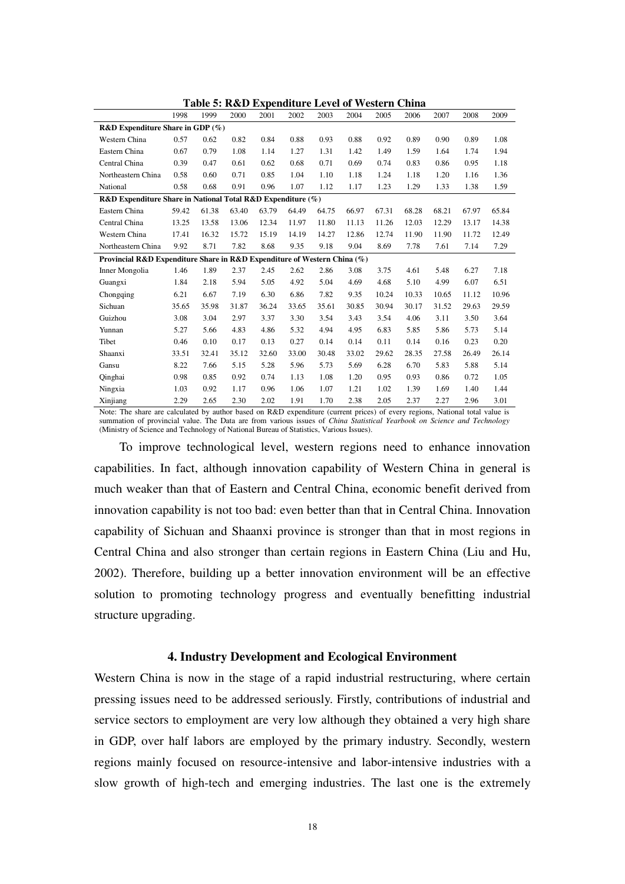**Table 5: R&D Expenditure Level of Western China**

| | 1998 | 1999 | 2000 | 2001 | 2002 | 2003 | 2004 | 2005 | 2006 | 2007 | 2008 | 2009 |
|---|---|---|---|---|---|---|---|---|---|---|---|---|
| **R&D Expenditure Share in GDP (%)** | | | | | | | | | | | | |
| Western China | 0.57 | 0.62 | 0.82 | 0.84 | 0.88 | 0.93 | 0.88 | 0.92 | 0.89 | 0.90 | 0.89 | 1.08 |
| Eastern China | 0.67 | 0.79 | 1.08 | 1.14 | 1.27 | 1.31 | 1.42 | 1.49 | 1.59 | 1.64 | 1.74 | 1.94 |
| Central China | 0.39 | 0.47 | 0.61 | 0.62 | 0.68 | 0.71 | 0.69 | 0.74 | 0.83 | 0.86 | 0.95 | 1.18 |
| Northeastern China | 0.58 | 0.60 | 0.71 | 0.85 | 1.04 | 1.10 | 1.18 | 1.24 | 1.18 | 1.20 | 1.16 | 1.36 |
| National | 0.58 | 0.68 | 0.91 | 0.96 | 1.07 | 1.12 | 1.17 | 1.23 | 1.29 | 1.33 | 1.38 | 1.59 |
| **R&D Expenditure Share in National Total R&D Expenditure (%)** | | | | | | | | | | | | |
| Eastern China | 59.42 | 61.38 | 63.40 | 63.79 | 64.49 | 64.75 | 66.97 | 67.31 | 68.28 | 68.21 | 67.97 | 65.84 |
| Central China | 13.25 | 13.58 | 13.06 | 12.34 | 11.97 | 11.80 | 11.13 | 11.26 | 12.03 | 12.29 | 13.17 | 14.38 |
| Western China | 17.41 | 16.32 | 15.72 | 15.19 | 14.19 | 14.27 | 12.86 | 12.74 | 11.90 | 11.90 | 11.72 | 12.49 |
| Northeastern China | 9.92 | 8.71 | 7.82 | 8.68 | 9.35 | 9.18 | 9.04 | 8.69 | 7.78 | 7.61 | 7.14 | 7.29 |
| **Provincial R&D Expenditure Share in R&D Expenditure of Western China (%)** | | | | | | | | | | | | |
| Inner Mongolia | 1.46 | 1.89 | 2.37 | 2.45 | 2.62 | 2.86 | 3.08 | 3.75 | 4.61 | 5.48 | 6.27 | 7.18 |
| Guangxi | 1.84 | 2.18 | 5.94 | 5.05 | 4.92 | 5.04 | 4.69 | 4.68 | 5.10 | 4.99 | 6.07 | 6.51 |
| Chongqing | 6.21 | 6.67 | 7.19 | 6.30 | 6.86 | 7.82 | 9.35 | 10.24 | 10.33 | 10.65 | 11.12 | 10.96 |
| Sichuan | 35.65 | 35.98 | 31.87 | 36.24 | 33.65 | 35.61 | 30.85 | 30.94 | 30.17 | 31.52 | 29.63 | 29.59 |
| Guizhou | 3.08 | 3.04 | 2.97 | 3.37 | 3.30 | 3.54 | 3.43 | 3.54 | 4.06 | 3.11 | 3.50 | 3.64 |
| Yunnan | 5.27 | 5.66 | 4.83 | 4.86 | 5.32 | 4.94 | 4.95 | 6.83 | 5.85 | 5.86 | 5.73 | 5.14 |
| Tibet | 0.46 | 0.10 | 0.17 | 0.13 | 0.27 | 0.14 | 0.14 | 0.11 | 0.14 | 0.16 | 0.23 | 0.20 |
| Shaanxi | 33.51 | 32.41 | 35.12 | 32.60 | 33.00 | 30.48 | 33.02 | 29.62 | 28.35 | 27.58 | 26.49 | 26.14 |
| Gansu | 8.22 | 7.66 | 5.15 | 5.28 | 5.96 | 5.73 | 5.69 | 6.28 | 6.70 | 5.83 | 5.88 | 5.14 |
| Qinghai | 0.98 | 0.85 | 0.92 | 0.74 | 1.13 | 1.08 | 1.20 | 0.95 | 0.93 | 0.86 | 0.72 | 1.05 |
| Ningxia | 1.03 | 0.92 | 1.17 | 0.96 | 1.06 | 1.07 | 1.21 | 1.02 | 1.39 | 1.69 | 1.40 | 1.44 |
| Xinjiang | 2.29 | 2.65 | 2.30 | 2.02 | 1.91 | 1.70 | 2.38 | 2.05 | 2.37 | 2.27 | 2.96 | 3.01 |

Note: The share are calculated by author based on R&D expenditure (current prices) of every regions, National total value is summation of provincial value. The Data are from various issues of *China Statistical Yearbook on Science and Technology* (Ministry of Science and Technology of National Bureau of Statistics, Various Issues).

To improve technological level, western regions need to enhance innovation capabilities. In fact, although innovation capability of Western China in general is much weaker than that of Eastern and Central China, economic benefit derived from innovation capability is not too bad: even better than that in Central China. Innovation capability of Sichuan and Shaanxi province is stronger than that in most regions in Central China and also stronger than certain regions in Eastern China (Liu and Hu, 2002). Therefore, building up a better innovation environment will be an effective solution to promoting technology progress and eventually benefitting industrial structure upgrading.

## 4. Industry Development and Ecological Environment

Western China is now in the stage of a rapid industrial restructuring, where certain pressing issues need to be addressed seriously. Firstly, contributions of industrial and service sectors to employment are very low although they obtained a very high share in GDP, over half labors are employed by the primary industry. Secondly, western regions mainly focused on resource-intensive and labor-intensive industries with a slow growth of high-tech and emerging industries. The last one is the extremely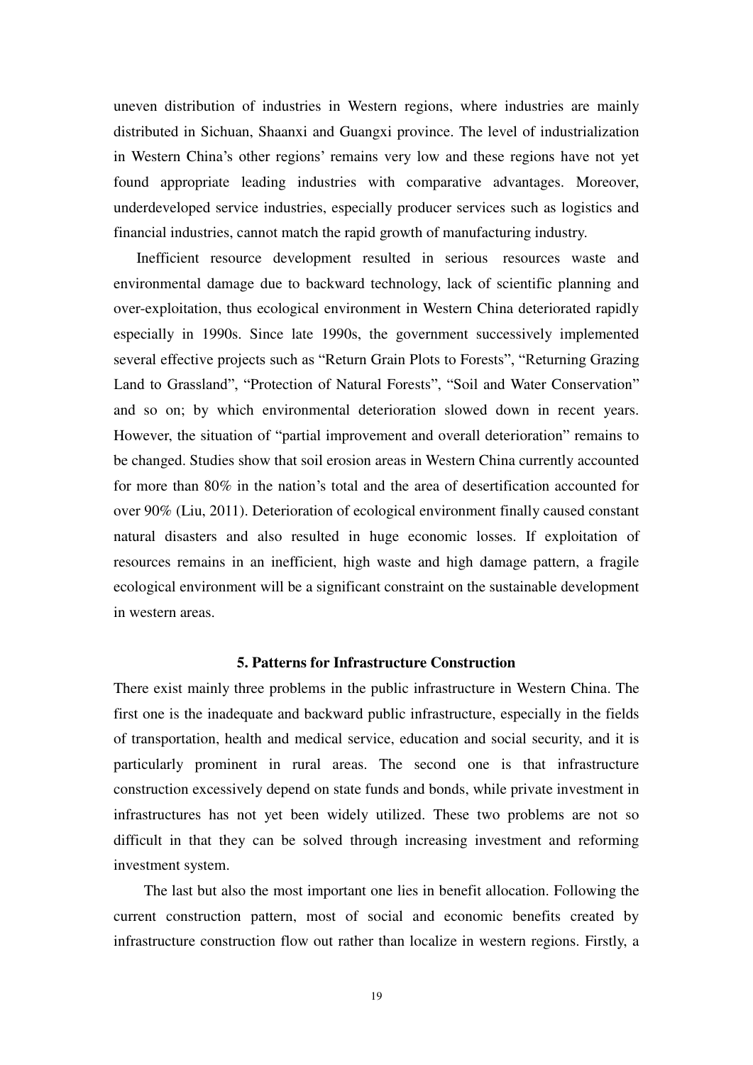uneven distribution of industries in Western regions, where industries are mainly distributed in Sichuan, Shaanxi and Guangxi province. The level of industrialization in Western China's other regions' remains very low and these regions have not yet found appropriate leading industries with comparative advantages. Moreover, underdeveloped service industries, especially producer services such as logistics and financial industries, cannot match the rapid growth of manufacturing industry.

Inefficient resource development resulted in serious resources waste and environmental damage due to backward technology, lack of scientific planning and over-exploitation, thus ecological environment in Western China deteriorated rapidly especially in 1990s. Since late 1990s, the government successively implemented several effective projects such as "Return Grain Plots to Forests", "Returning Grazing Land to Grassland", "Protection of Natural Forests", "Soil and Water Conservation" and so on; by which environmental deterioration slowed down in recent years. However, the situation of "partial improvement and overall deterioration" remains to be changed. Studies show that soil erosion areas in Western China currently accounted for more than 80% in the nation's total and the area of desertification accounted for over 90% (Liu, 2011). Deterioration of ecological environment finally caused constant natural disasters and also resulted in huge economic losses. If exploitation of resources remains in an inefficient, high waste and high damage pattern, a fragile ecological environment will be a significant constraint on the sustainable development in western areas.

## 5. Patterns for Infrastructure Construction

There exist mainly three problems in the public infrastructure in Western China. The first one is the inadequate and backward public infrastructure, especially in the fields of transportation, health and medical service, education and social security, and it is particularly prominent in rural areas. The second one is that infrastructure construction excessively depend on state funds and bonds, while private investment in infrastructures has not yet been widely utilized. These two problems are not so difficult in that they can be solved through increasing investment and reforming investment system.

The last but also the most important one lies in benefit allocation. Following the current construction pattern, most of social and economic benefits created by infrastructure construction flow out rather than localize in western regions. Firstly, a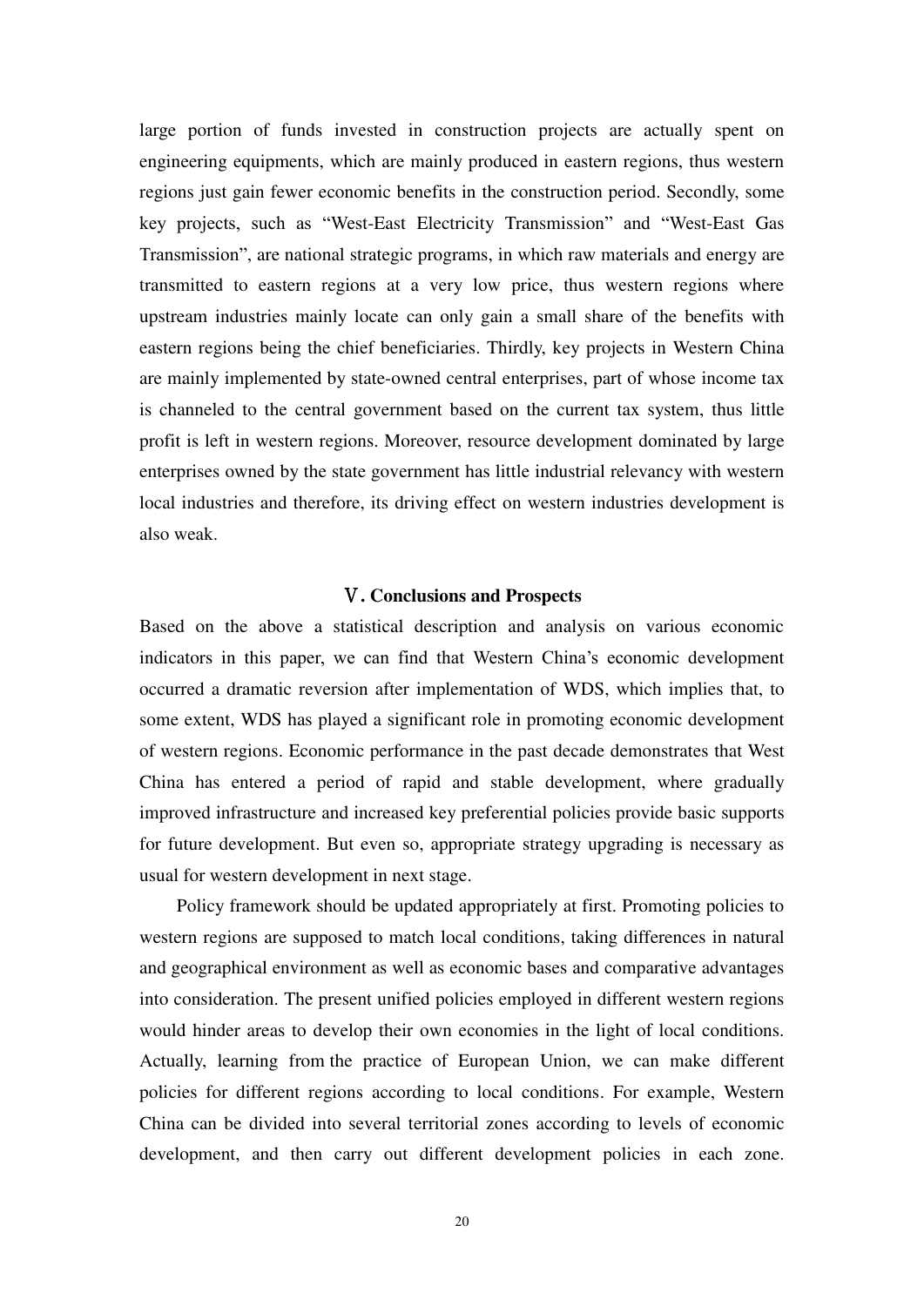large portion of funds invested in construction projects are actually spent on engineering equipments, which are mainly produced in eastern regions, thus western regions just gain fewer economic benefits in the construction period. Secondly, some key projects, such as "West-East Electricity Transmission" and "West-East Gas Transmission", are national strategic programs, in which raw materials and energy are transmitted to eastern regions at a very low price, thus western regions where upstream industries mainly locate can only gain a small share of the benefits with eastern regions being the chief beneficiaries. Thirdly, key projects in Western China are mainly implemented by state-owned central enterprises, part of whose income tax is channeled to the central government based on the current tax system, thus little profit is left in western regions. Moreover, resource development dominated by large enterprises owned by the state government has little industrial relevancy with western local industries and therefore, its driving effect on western industries development is also weak.

## Ⅴ. Conclusions and Prospects

Based on the above a statistical description and analysis on various economic indicators in this paper, we can find that Western China's economic development occurred a dramatic reversion after implementation of WDS, which implies that, to some extent, WDS has played a significant role in promoting economic development of western regions. Economic performance in the past decade demonstrates that West China has entered a period of rapid and stable development, where gradually improved infrastructure and increased key preferential policies provide basic supports for future development. But even so, appropriate strategy upgrading is necessary as usual for western development in next stage.

Policy framework should be updated appropriately at first. Promoting policies to western regions are supposed to match local conditions, taking differences in natural and geographical environment as well as economic bases and comparative advantages into consideration. The present unified policies employed in different western regions would hinder areas to develop their own economies in the light of local conditions. Actually, learning from the practice of European Union, we can make different policies for different regions according to local conditions. For example, Western China can be divided into several territorial zones according to levels of economic development, and then carry out different development policies in each zone.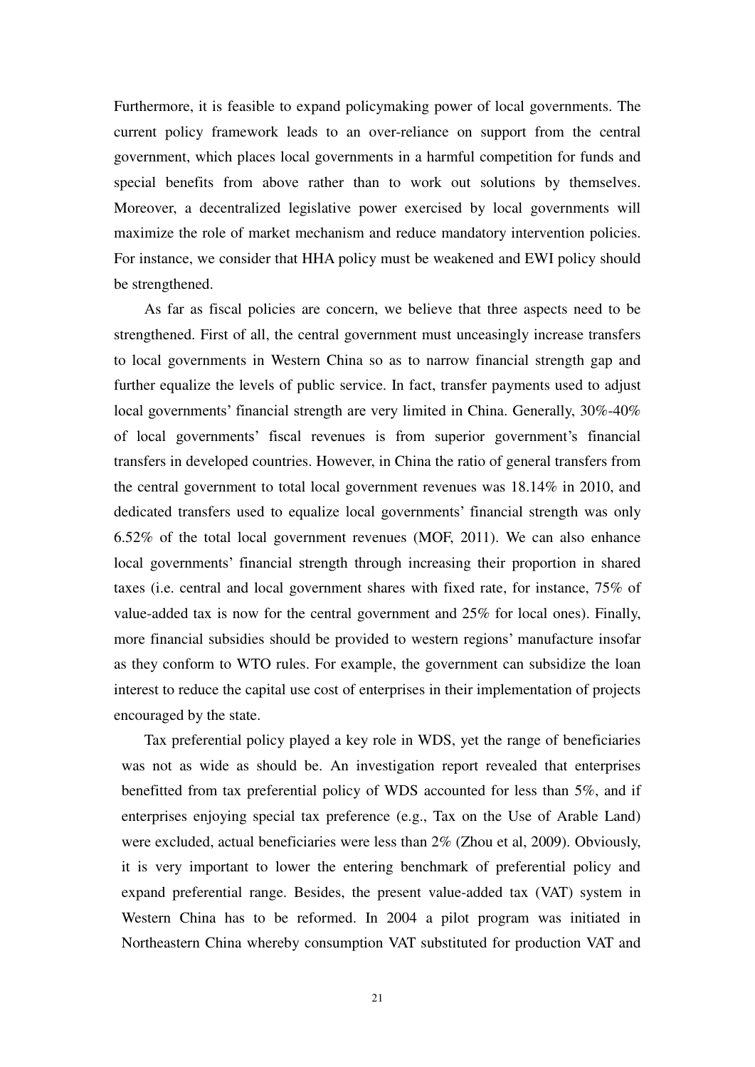Furthermore, it is feasible to expand policymaking power of local governments. The current policy framework leads to an over-reliance on support from the central government, which places local governments in a harmful competition for funds and special benefits from above rather than to work out solutions by themselves. Moreover, a decentralized legislative power exercised by local governments will maximize the role of market mechanism and reduce mandatory intervention policies. For instance, we consider that HHA policy must be weakened and EWI policy should be strengthened.

As far as fiscal policies are concern, we believe that three aspects need to be strengthened. First of all, the central government must unceasingly increase transfers to local governments in Western China so as to narrow financial strength gap and further equalize the levels of public service. In fact, transfer payments used to adjust local governments' financial strength are very limited in China. Generally, 30%-40% of local governments' fiscal revenues is from superior government's financial transfers in developed countries. However, in China the ratio of general transfers from the central government to total local government revenues was 18.14% in 2010, and dedicated transfers used to equalize local governments' financial strength was only 6.52% of the total local government revenues (MOF, 2011). We can also enhance local governments' financial strength through increasing their proportion in shared taxes (i.e. central and local government shares with fixed rate, for instance, 75% of value-added tax is now for the central government and 25% for local ones). Finally, more financial subsidies should be provided to western regions' manufacture insofar as they conform to WTO rules. For example, the government can subsidize the loan interest to reduce the capital use cost of enterprises in their implementation of projects encouraged by the state.

Tax preferential policy played a key role in WDS, yet the range of beneficiaries was not as wide as should be. An investigation report revealed that enterprises benefitted from tax preferential policy of WDS accounted for less than 5%, and if enterprises enjoying special tax preference (e.g., Tax on the Use of Arable Land) were excluded, actual beneficiaries were less than 2% (Zhou et al, 2009). Obviously, it is very important to lower the entering benchmark of preferential policy and expand preferential range. Besides, the present value-added tax (VAT) system in Western China has to be reformed. In 2004 a pilot program was initiated in Northeastern China whereby consumption VAT substituted for production VAT and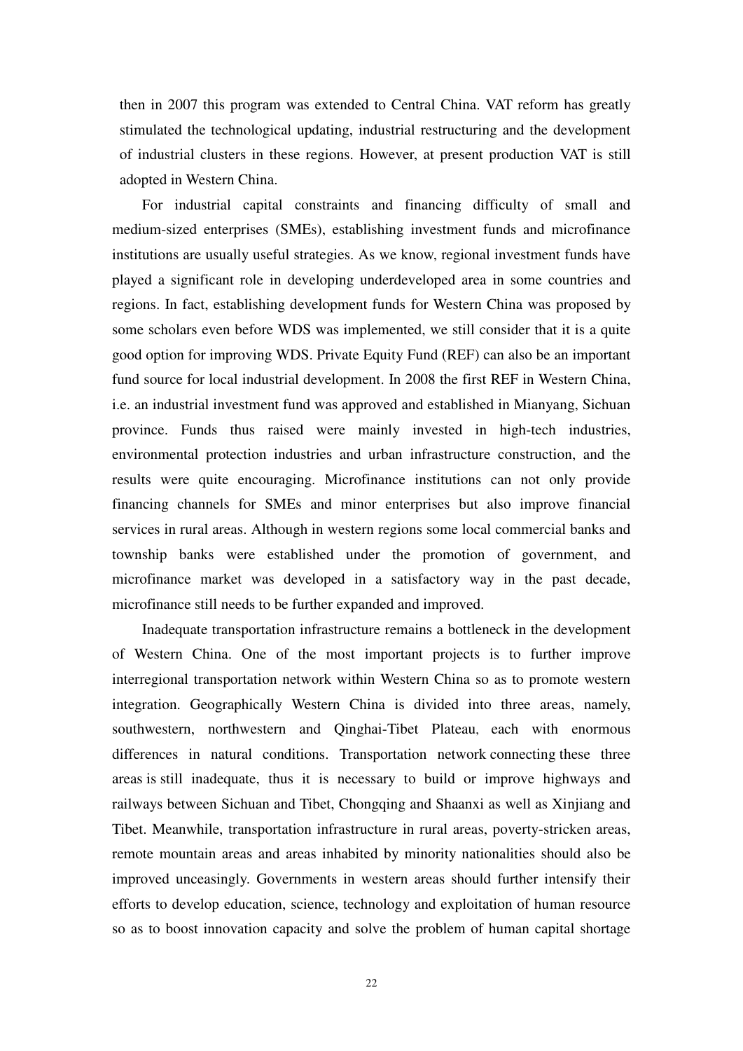then in 2007 this program was extended to Central China. VAT reform has greatly stimulated the technological updating, industrial restructuring and the development of industrial clusters in these regions. However, at present production VAT is still adopted in Western China.

For industrial capital constraints and financing difficulty of small and medium-sized enterprises (SMEs), establishing investment funds and microfinance institutions are usually useful strategies. As we know, regional investment funds have played a significant role in developing underdeveloped area in some countries and regions. In fact, establishing development funds for Western China was proposed by some scholars even before WDS was implemented, we still consider that it is a quite good option for improving WDS. Private Equity Fund (REF) can also be an important fund source for local industrial development. In 2008 the first REF in Western China, i.e. an industrial investment fund was approved and established in Mianyang, Sichuan province. Funds thus raised were mainly invested in high-tech industries, environmental protection industries and urban infrastructure construction, and the results were quite encouraging. Microfinance institutions can not only provide financing channels for SMEs and minor enterprises but also improve financial services in rural areas. Although in western regions some local commercial banks and township banks were established under the promotion of government, and microfinance market was developed in a satisfactory way in the past decade, microfinance still needs to be further expanded and improved.

Inadequate transportation infrastructure remains a bottleneck in the development of Western China. One of the most important projects is to further improve interregional transportation network within Western China so as to promote western integration. Geographically Western China is divided into three areas, namely, southwestern, northwestern and Qinghai-Tibet Plateau, each with enormous differences in natural conditions. Transportation network connecting these three areas is still inadequate, thus it is necessary to build or improve highways and railways between Sichuan and Tibet, Chongqing and Shaanxi as well as Xinjiang and Tibet. Meanwhile, transportation infrastructure in rural areas, poverty-stricken areas, remote mountain areas and areas inhabited by minority nationalities should also be improved unceasingly. Governments in western areas should further intensify their efforts to develop education, science, technology and exploitation of human resource so as to boost innovation capacity and solve the problem of human capital shortage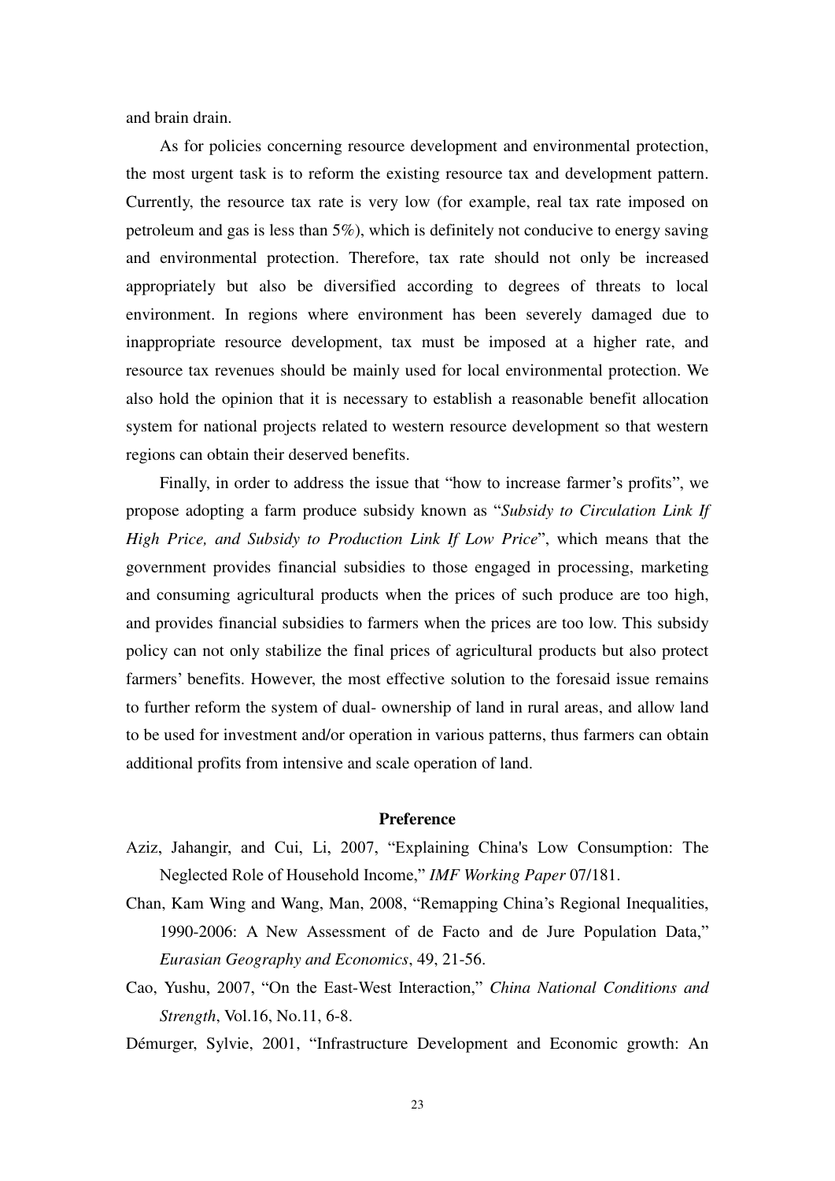and brain drain.

As for policies concerning resource development and environmental protection, the most urgent task is to reform the existing resource tax and development pattern. Currently, the resource tax rate is very low (for example, real tax rate imposed on petroleum and gas is less than 5%), which is definitely not conducive to energy saving and environmental protection. Therefore, tax rate should not only be increased appropriately but also be diversified according to degrees of threats to local environment. In regions where environment has been severely damaged due to inappropriate resource development, tax must be imposed at a higher rate, and resource tax revenues should be mainly used for local environmental protection. We also hold the opinion that it is necessary to establish a reasonable benefit allocation system for national projects related to western resource development so that western regions can obtain their deserved benefits.

Finally, in order to address the issue that "how to increase farmer's profits", we propose adopting a farm produce subsidy known as "*Subsidy to Circulation Link If High Price, and Subsidy to Production Link If Low Price*", which means that the government provides financial subsidies to those engaged in processing, marketing and consuming agricultural products when the prices of such produce are too high, and provides financial subsidies to farmers when the prices are too low. This subsidy policy can not only stabilize the final prices of agricultural products but also protect farmers' benefits. However, the most effective solution to the foresaid issue remains to further reform the system of dual- ownership of land in rural areas, and allow land to be used for investment and/or operation in various patterns, thus farmers can obtain additional profits from intensive and scale operation of land.

## Preference

Aziz, Jahangir, and Cui, Li, 2007, "Explaining China's Low Consumption: The Neglected Role of Household Income," *IMF Working Paper* 07/181.

Chan, Kam Wing and Wang, Man, 2008, "Remapping China's Regional Inequalities, 1990-2006: A New Assessment of de Facto and de Jure Population Data," *Eurasian Geography and Economics*, 49, 21-56.

Cao, Yushu, 2007, "On the East-West Interaction," *China National Conditions and Strength*, Vol.16, No.11, 6-8.

Démurger, Sylvie, 2001, "Infrastructure Development and Economic growth: An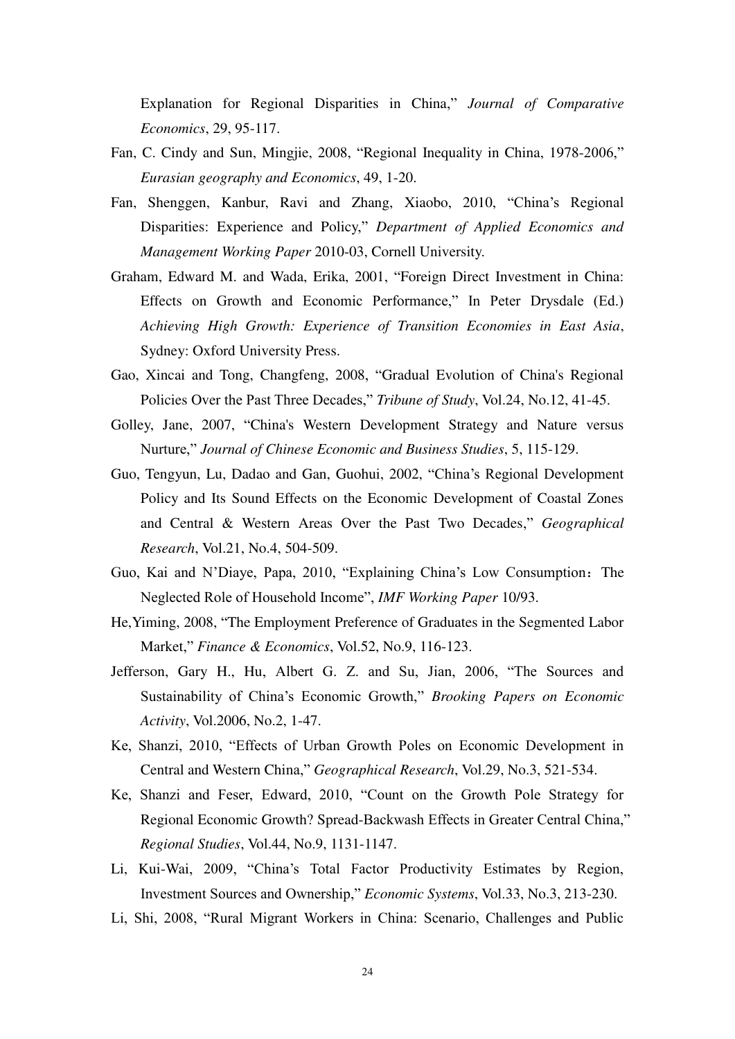Explanation for Regional Disparities in China," *Journal of Comparative Economics*, 29, 95-117.

Fan, C. Cindy and Sun, Mingjie, 2008, "Regional Inequality in China, 1978-2006," *Eurasian geography and Economics*, 49, 1-20.

Fan, Shenggen, Kanbur, Ravi and Zhang, Xiaobo, 2010, "China's Regional Disparities: Experience and Policy," *Department of Applied Economics and Management Working Paper* 2010-03, Cornell University.

Graham, Edward M. and Wada, Erika, 2001, "Foreign Direct Investment in China: Effects on Growth and Economic Performance," In Peter Drysdale (Ed.) *Achieving High Growth: Experience of Transition Economies in East Asia*, Sydney: Oxford University Press.

Gao, Xincai and Tong, Changfeng, 2008, "Gradual Evolution of China's Regional Policies Over the Past Three Decades," *Tribune of Study*, Vol.24, No.12, 41-45.

Golley, Jane, 2007, "China's Western Development Strategy and Nature versus Nurture," *Journal of Chinese Economic and Business Studies*, 5, 115-129.

Guo, Tengyun, Lu, Dadao and Gan, Guohui, 2002, "China's Regional Development Policy and Its Sound Effects on the Economic Development of Coastal Zones and Central & Western Areas Over the Past Two Decades," *Geographical Research*, Vol.21, No.4, 504-509.

Guo, Kai and N'Diaye, Papa, 2010, "Explaining China's Low Consumption：The Neglected Role of Household Income", *IMF Working Paper* 10/93.

He,Yiming, 2008, "The Employment Preference of Graduates in the Segmented Labor Market," *Finance & Economics*, Vol.52, No.9, 116-123.

Jefferson, Gary H., Hu, Albert G. Z. and Su, Jian, 2006, "The Sources and Sustainability of China's Economic Growth," *Brooking Papers on Economic Activity*, Vol.2006, No.2, 1-47.

Ke, Shanzi, 2010, "Effects of Urban Growth Poles on Economic Development in Central and Western China," *Geographical Research*, Vol.29, No.3, 521-534.

Ke, Shanzi and Feser, Edward, 2010, "Count on the Growth Pole Strategy for Regional Economic Growth? Spread-Backwash Effects in Greater Central China," *Regional Studies*, Vol.44, No.9, 1131-1147.

Li, Kui-Wai, 2009, "China's Total Factor Productivity Estimates by Region, Investment Sources and Ownership," *Economic Systems*, Vol.33, No.3, 213-230.

Li, Shi, 2008, "Rural Migrant Workers in China: Scenario, Challenges and Public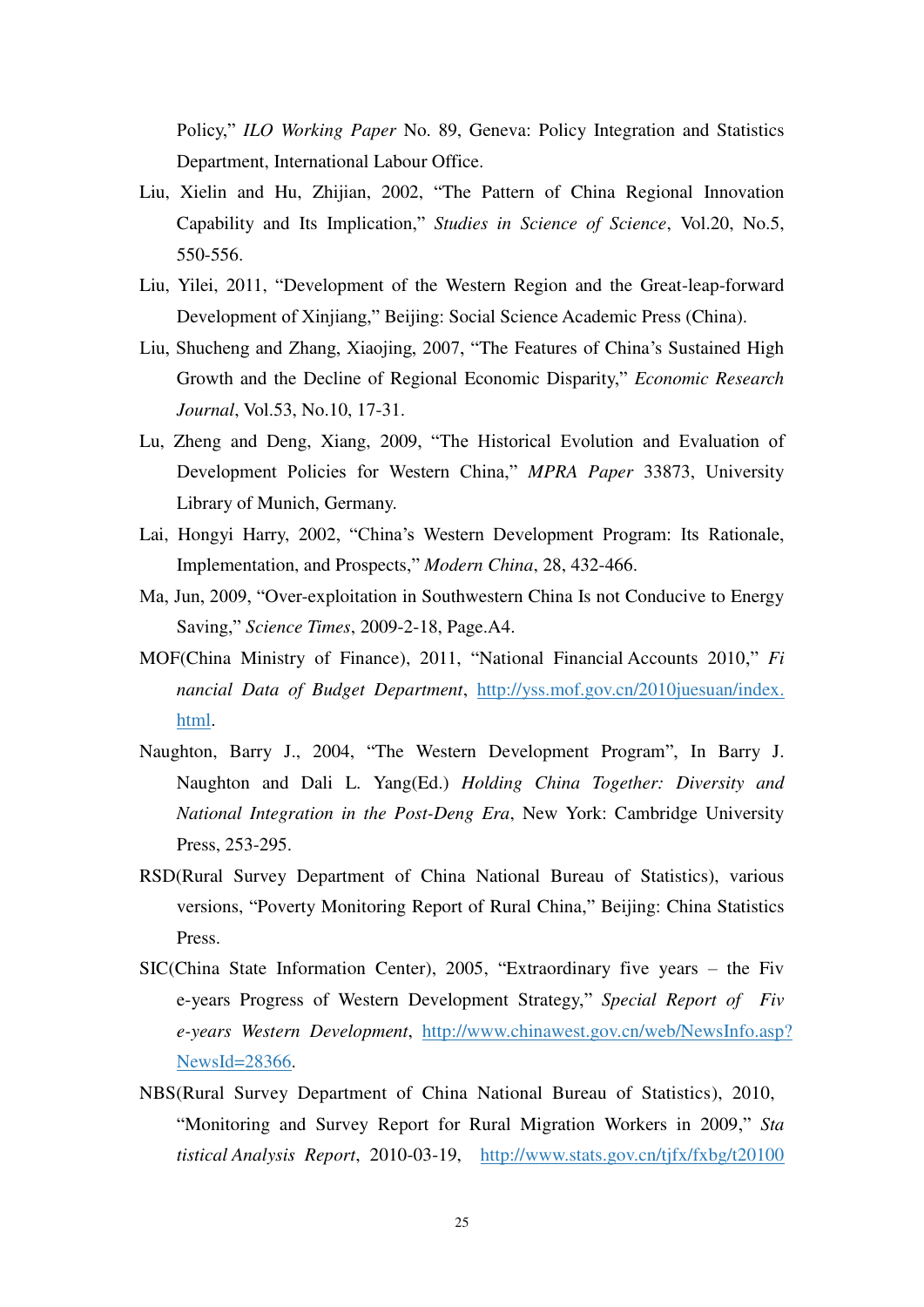Policy," *ILO Working Paper* No. 89, Geneva: Policy Integration and Statistics Department, International Labour Office.

Liu, Xielin and Hu, Zhijian, 2002, "The Pattern of China Regional Innovation Capability and Its Implication," *Studies in Science of Science*, Vol.20, No.5, 550-556.

Liu, Yilei, 2011, "Development of the Western Region and the Great-leap-forward Development of Xinjiang," Beijing: Social Science Academic Press (China).

Liu, Shucheng and Zhang, Xiaojing, 2007, "The Features of China's Sustained High Growth and the Decline of Regional Economic Disparity," *Economic Research Journal*, Vol.53, No.10, 17-31.

Lu, Zheng and Deng, Xiang, 2009, "The Historical Evolution and Evaluation of Development Policies for Western China," *MPRA Paper* 33873, University Library of Munich, Germany.

Lai, Hongyi Harry, 2002, "China's Western Development Program: Its Rationale, Implementation, and Prospects," *Modern China*, 28, 432-466.

Ma, Jun, 2009, "Over-exploitation in Southwestern China Is not Conducive to Energy Saving," *Science Times*, 2009-2-18, Page.A4.

MOF(China Ministry of Finance), 2011, "National Financial Accounts 2010," *Fi nancial Data of Budget Department*, http://yss.mof.gov.cn/2010juesuan/index.html.

Naughton, Barry J., 2004, "The Western Development Program", In Barry J. Naughton and Dali L. Yang(Ed.) *Holding China Together: Diversity and National Integration in the Post-Deng Era*, New York: Cambridge University Press, 253-295.

RSD(Rural Survey Department of China National Bureau of Statistics), various versions, "Poverty Monitoring Report of Rural China," Beijing: China Statistics Press.

SIC(China State Information Center), 2005, "Extraordinary five years – the Fiv e-years Progress of Western Development Strategy," *Special Report of Fiv e-years Western Development*, http://www.chinawest.gov.cn/web/NewsInfo.asp?NewsId=28366.

NBS(Rural Survey Department of China National Bureau of Statistics), 2010, "Monitoring and Survey Report for Rural Migration Workers in 2009," *Sta tistical Analysis Report*, 2010-03-19, http://www.stats.gov.cn/tjfx/fxbg/t20100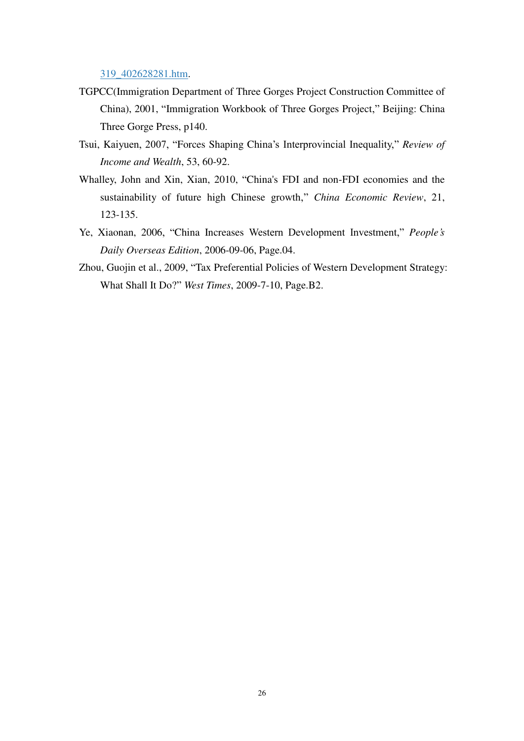319_402628281.htm.

TGPCC(Immigration Department of Three Gorges Project Construction Committee of China), 2001, "Immigration Workbook of Three Gorges Project," Beijing: China Three Gorge Press, p140.

Tsui, Kaiyuen, 2007, "Forces Shaping China's Interprovincial Inequality," *Review of Income and Wealth*, 53, 60-92.

Whalley, John and Xin, Xian, 2010, "China's FDI and non-FDI economies and the sustainability of future high Chinese growth," *China Economic Review*, 21, 123-135.

Ye, Xiaonan, 2006, "China Increases Western Development Investment," *People's Daily Overseas Edition*, 2006-09-06, Page.04.

Zhou, Guojin et al., 2009, "Tax Preferential Policies of Western Development Strategy: What Shall It Do?" *West Times*, 2009-7-10, Page.B2.